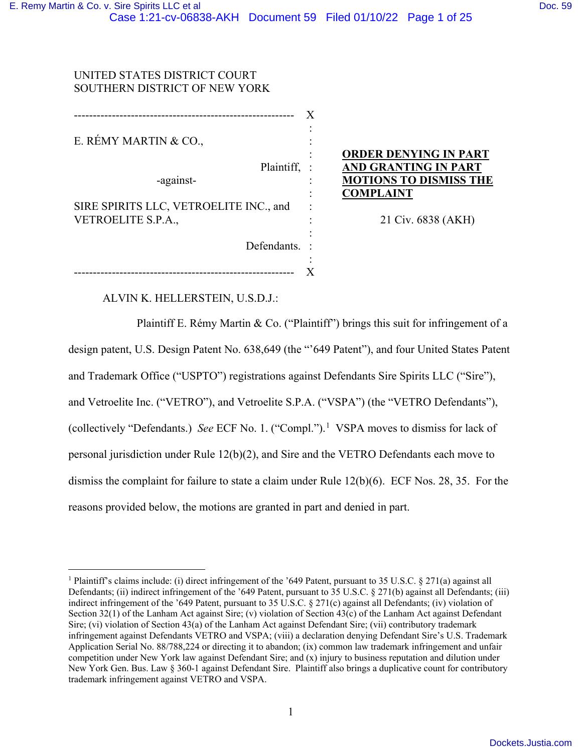UNITED STATES DISTRICT COURT
SOUTHERN DISTRICT OF NEW YORK

E. RÉMY MARTIN & CO.,

Plaintiff,

-against-

SIRE SPIRITS LLC, VETROELITE INC., and VETROELITE S.P.A.,

Defendants.

**ORDER DENYING IN PART AND GRANTING IN PART MOTIONS TO DISMISS THE COMPLAINT**

21 Civ. 6838 (AKH)

ALVIN K. HELLERSTEIN, U.S.D.J.:

Plaintiff E. Rémy Martin & Co. ("Plaintiff") brings this suit for infringement of a design patent, U.S. Design Patent No. 638,649 (the "'649 Patent"), and four United States Patent and Trademark Office ("USPTO") registrations against Defendants Sire Spirits LLC ("Sire"), and Vetroelite Inc. ("VETRO"), and Vetroelite S.P.A. ("VSPA") (the "VETRO Defendants"), (collectively "Defendants.) *See* ECF No. 1. ("Compl.").[1] VSPA moves to dismiss for lack of personal jurisdiction under Rule 12(b)(2), and Sire and the VETRO Defendants each move to dismiss the complaint for failure to state a claim under Rule 12(b)(6). ECF Nos. 28, 35. For the reasons provided below, the motions are granted in part and denied in part.

[1] Plaintiff's claims include: (i) direct infringement of the '649 Patent, pursuant to 35 U.S.C. § 271(a) against all Defendants; (ii) indirect infringement of the '649 Patent, pursuant to 35 U.S.C. § 271(b) against all Defendants; (iii) indirect infringement of the '649 Patent, pursuant to 35 U.S.C. § 271(c) against all Defendants; (iv) violation of Section 32(1) of the Lanham Act against Sire; (v) violation of Section 43(c) of the Lanham Act against Defendant Sire; (vi) violation of Section 43(a) of the Lanham Act against Defendant Sire; (vii) contributory trademark infringement against Defendants VETRO and VSPA; (viii) a declaration denying Defendant Sire's U.S. Trademark Application Serial No. 88/788,224 or directing it to abandon; (ix) common law trademark infringement and unfair competition under New York law against Defendant Sire; and (x) injury to business reputation and dilution under New York Gen. Bus. Law § 360-1 against Defendant Sire. Plaintiff also brings a duplicative count for contributory trademark infringement against VETRO and VSPA.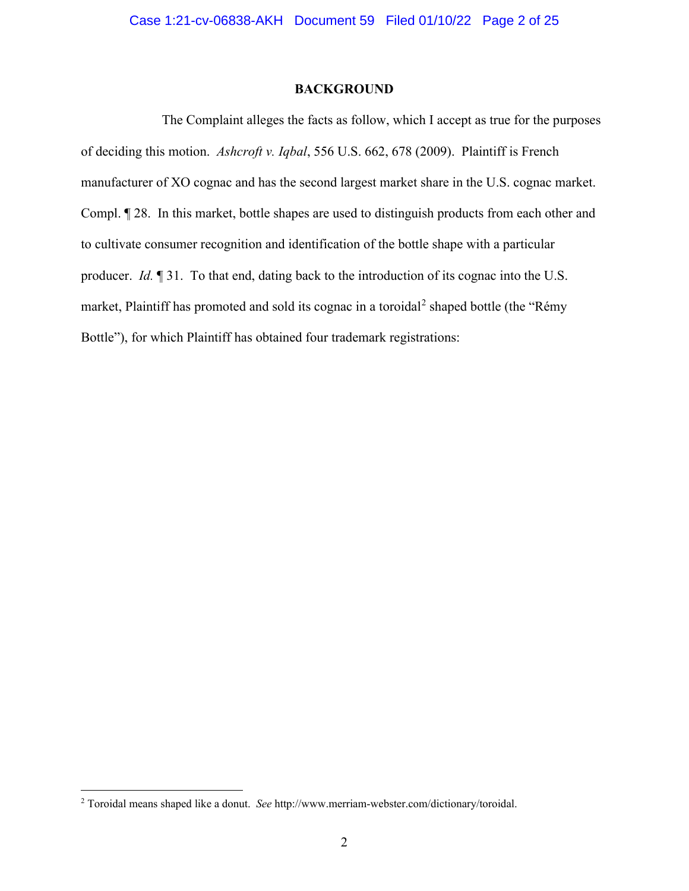## BACKGROUND

The Complaint alleges the facts as follow, which I accept as true for the purposes of deciding this motion. *Ashcroft v. Iqbal*, 556 U.S. 662, 678 (2009). Plaintiff is French manufacturer of XO cognac and has the second largest market share in the U.S. cognac market. Compl. ¶ 28. In this market, bottle shapes are used to distinguish products from each other and to cultivate consumer recognition and identification of the bottle shape with a particular producer. *Id.* ¶ 31. To that end, dating back to the introduction of its cognac into the U.S. market, Plaintiff has promoted and sold its cognac in a toroidal[2] shaped bottle (the "Rémy Bottle"), for which Plaintiff has obtained four trademark registrations:

[2] Toroidal means shaped like a donut. *See* http://www.merriam-webster.com/dictionary/toroidal.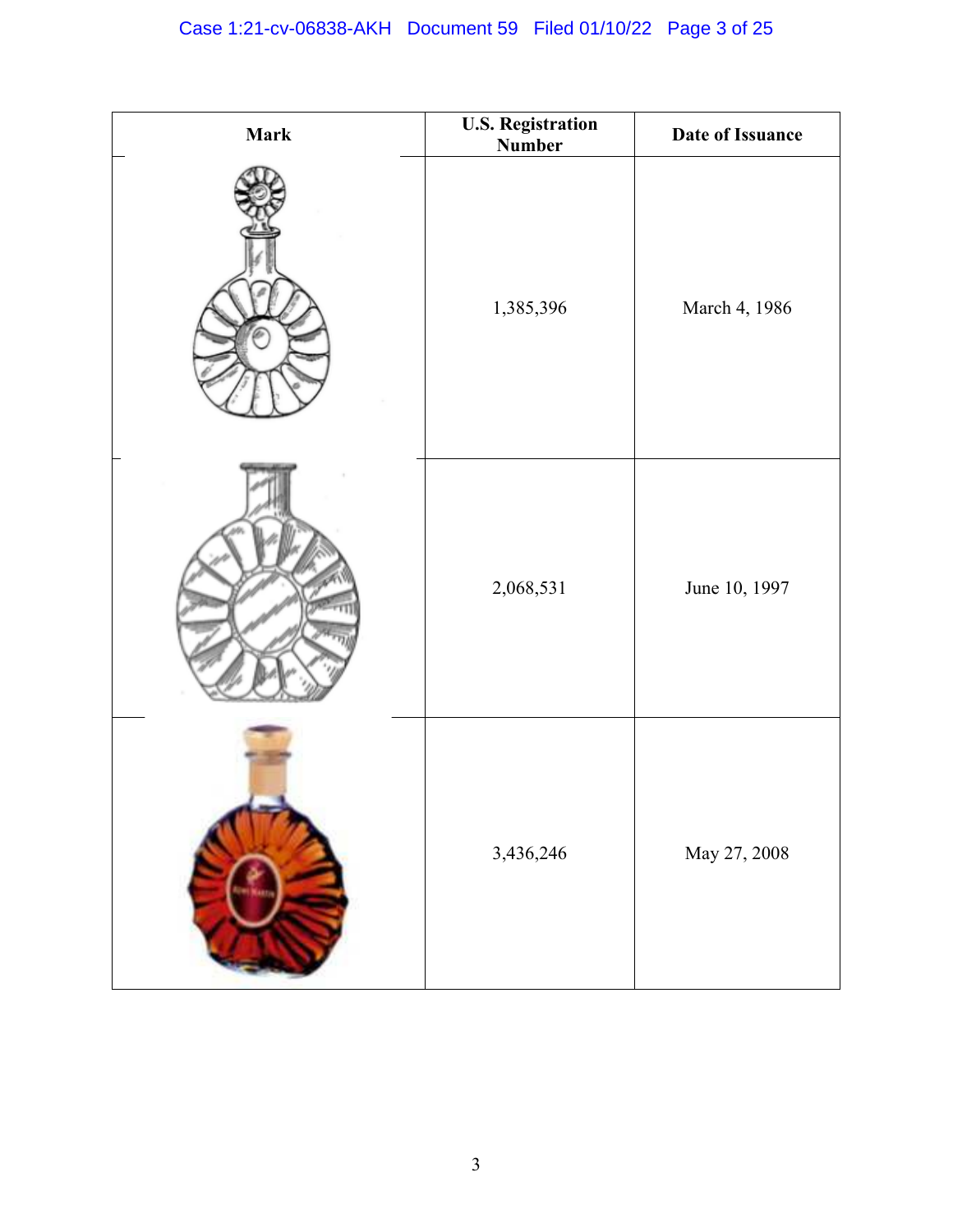| Mark | U.S. Registration Number | Date of Issuance |
| --- | --- | --- |
| | 1,385,396 | March 4, 1986 |
| | 2,068,531 | June 10, 1997 |
| | 3,436,246 | May 27, 2008 |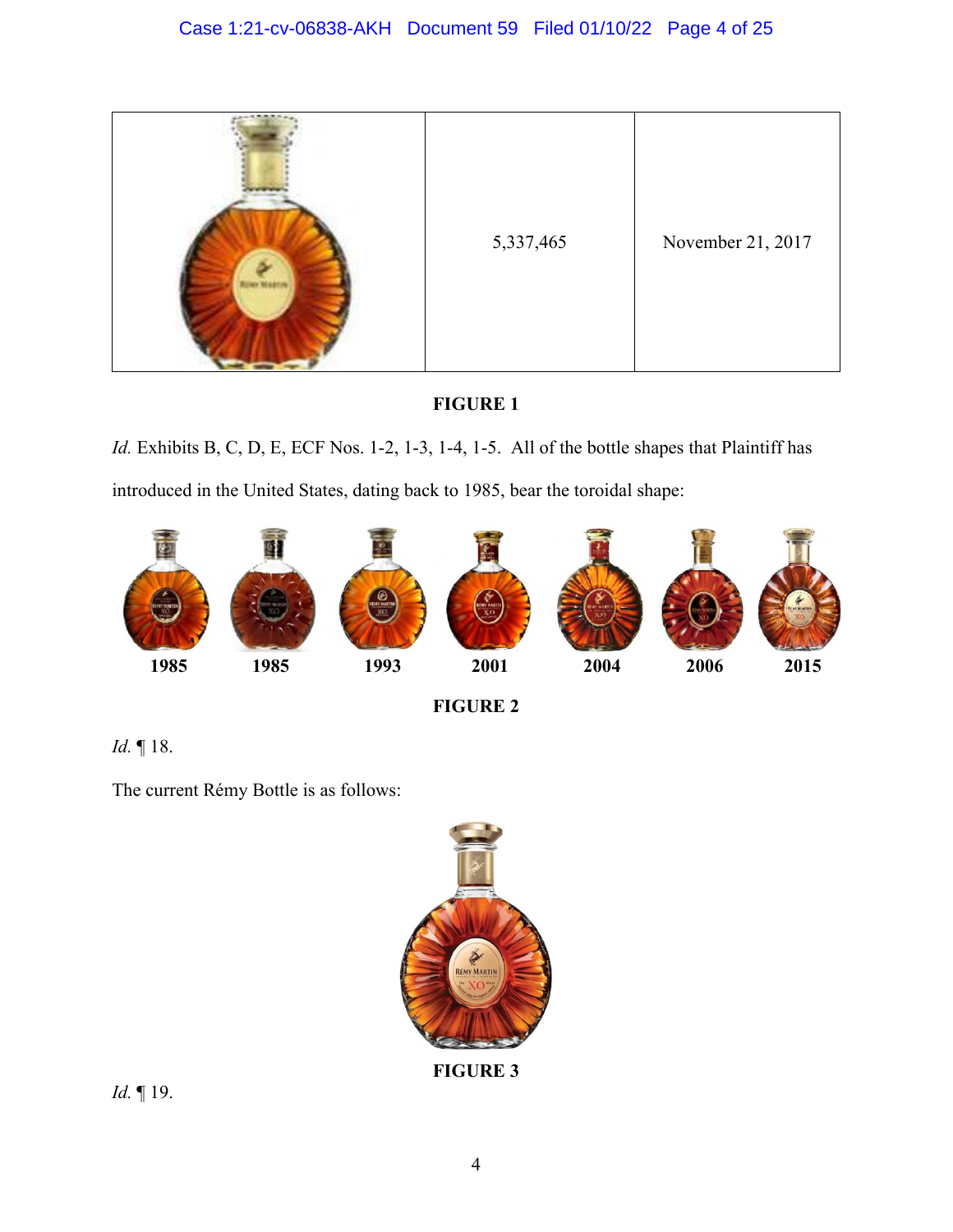| | 5,337,465 | November 21, 2017 |
|---|---|---|

**FIGURE 1**

*Id.* Exhibits B, C, D, E, ECF Nos. 1-2, 1-3, 1-4, 1-5. All of the bottle shapes that Plaintiff has introduced in the United States, dating back to 1985, bear the toroidal shape:

1985 1985 1993 2001 2004 2006 2015

**FIGURE 2**

*Id.* ¶ 18.

The current Rémy Bottle is as follows:

**FIGURE 3**

*Id.* ¶ 19.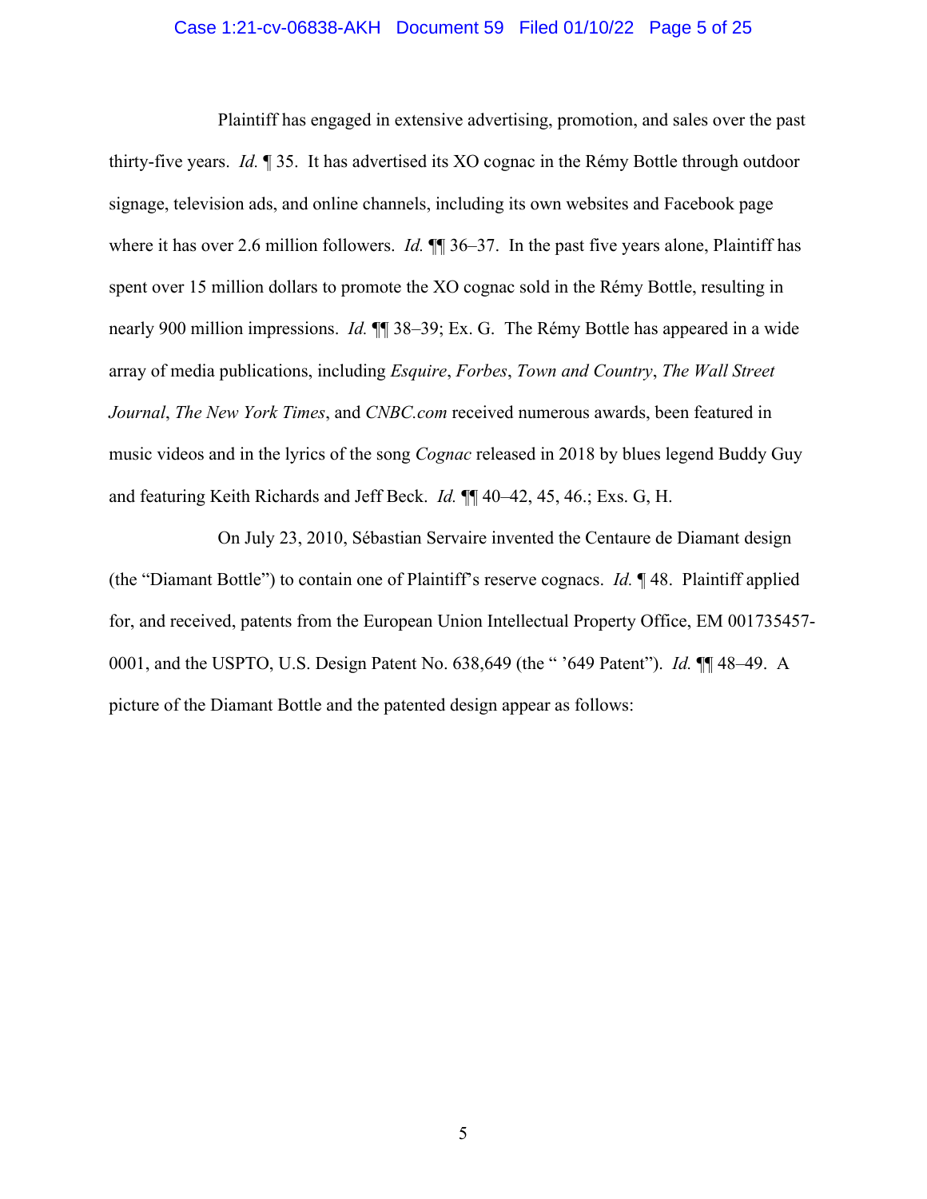Plaintiff has engaged in extensive advertising, promotion, and sales over the past thirty-five years. *Id.* ¶ 35. It has advertised its XO cognac in the Rémy Bottle through outdoor signage, television ads, and online channels, including its own websites and Facebook page where it has over 2.6 million followers. *Id.* ¶¶ 36–37. In the past five years alone, Plaintiff has spent over 15 million dollars to promote the XO cognac sold in the Rémy Bottle, resulting in nearly 900 million impressions. *Id.* ¶¶ 38–39; Ex. G. The Rémy Bottle has appeared in a wide array of media publications, including *Esquire*, *Forbes*, *Town and Country*, *The Wall Street Journal*, *The New York Times*, and *CNBC.com* received numerous awards, been featured in music videos and in the lyrics of the song *Cognac* released in 2018 by blues legend Buddy Guy and featuring Keith Richards and Jeff Beck. *Id.* ¶¶ 40–42, 45, 46.; Exs. G, H.

On July 23, 2010, Sébastian Servaire invented the Centaure de Diamant design (the "Diamant Bottle") to contain one of Plaintiff's reserve cognacs. *Id.* ¶ 48. Plaintiff applied for, and received, patents from the European Union Intellectual Property Office, EM 001735457-0001, and the USPTO, U.S. Design Patent No. 638,649 (the " '649 Patent"). *Id.* ¶¶ 48–49. A picture of the Diamant Bottle and the patented design appear as follows: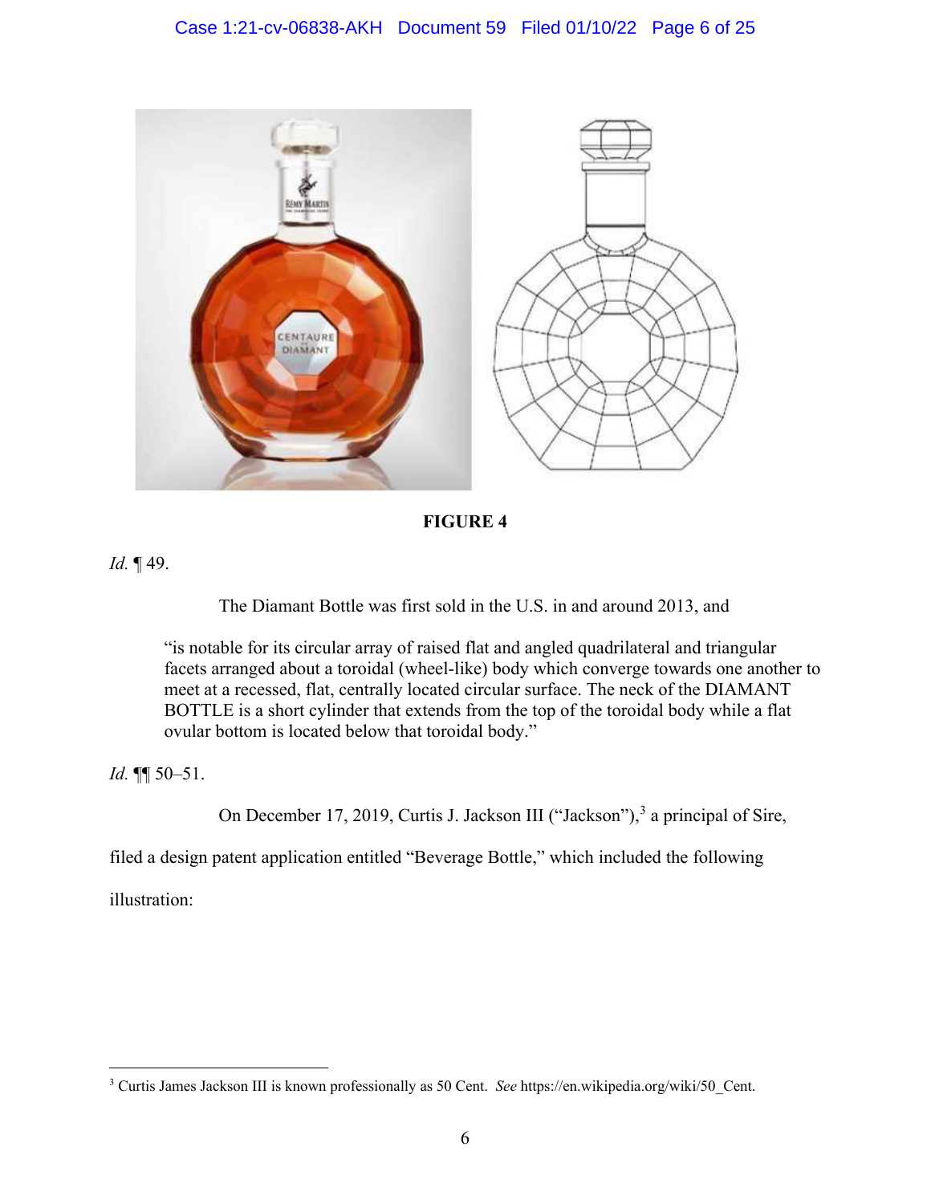**FIGURE 4**

*Id.* ¶ 49.

The Diamant Bottle was first sold in the U.S. in and around 2013, and

> "is notable for its circular array of raised flat and angled quadrilateral and triangular facets arranged about a toroidal (wheel-like) body which converge towards one another to meet at a recessed, flat, centrally located circular surface. The neck of the DIAMANT BOTTLE is a short cylinder that extends from the top of the toroidal body while a flat ovular bottom is located below that toroidal body."

*Id.* ¶¶ 50–51.

On December 17, 2019, Curtis J. Jackson III ("Jackson"),[3] a principal of Sire, filed a design patent application entitled "Beverage Bottle," which included the following illustration:

[3] Curtis James Jackson III is known professionally as 50 Cent. *See* https://en.wikipedia.org/wiki/50_Cent.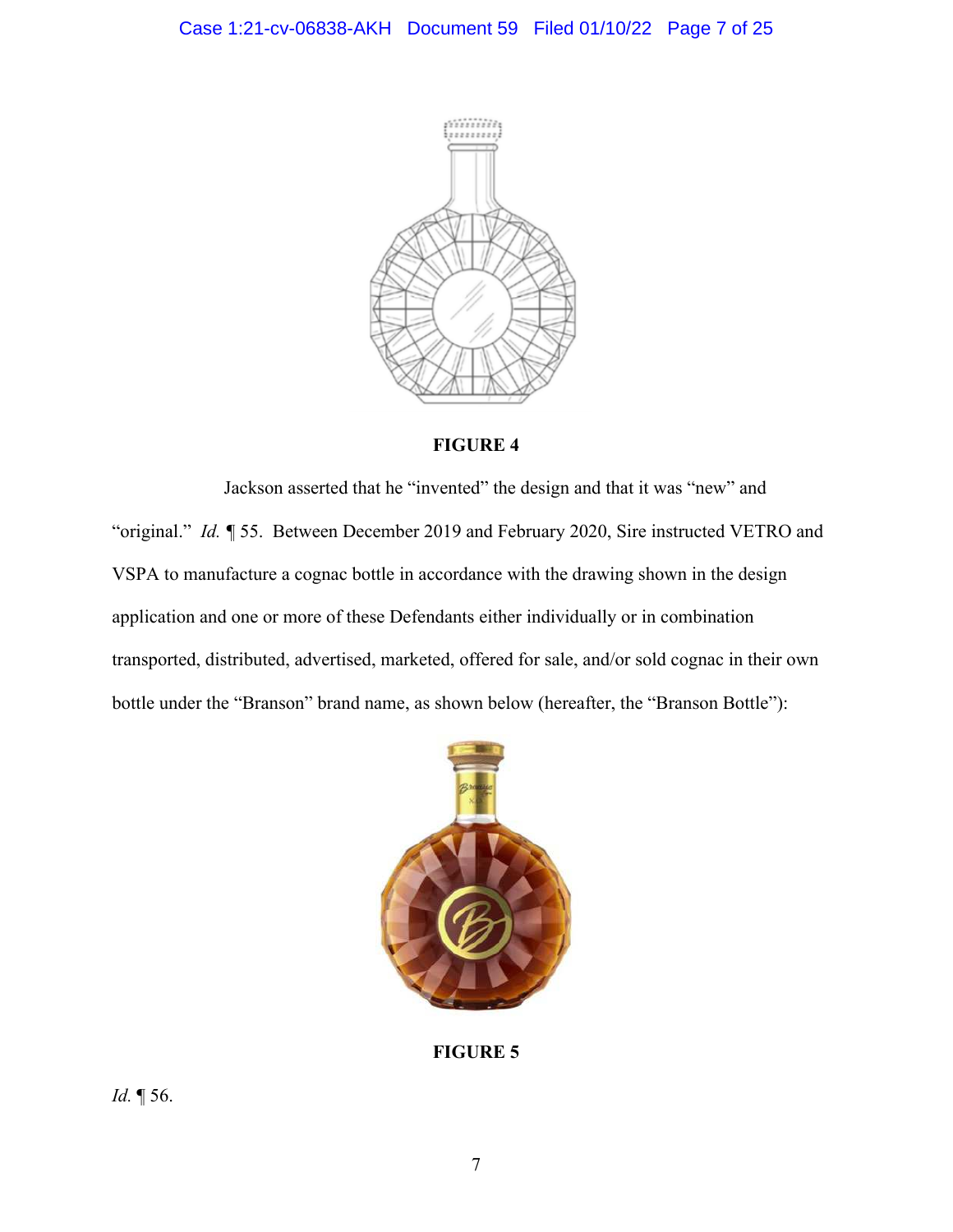**FIGURE 4**

Jackson asserted that he "invented" the design and that it was "new" and "original." *Id.* ¶ 55. Between December 2019 and February 2020, Sire instructed VETRO and VSPA to manufacture a cognac bottle in accordance with the drawing shown in the design application and one or more of these Defendants either individually or in combination transported, distributed, advertised, marketed, offered for sale, and/or sold cognac in their own bottle under the "Branson" brand name, as shown below (hereafter, the "Branson Bottle"):

**FIGURE 5**

*Id.* ¶ 56.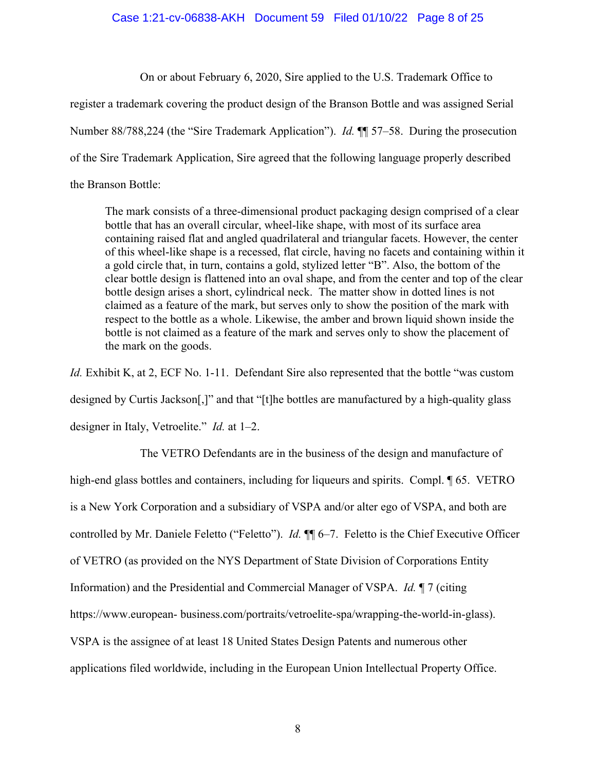On or about February 6, 2020, Sire applied to the U.S. Trademark Office to register a trademark covering the product design of the Branson Bottle and was assigned Serial Number 88/788,224 (the "Sire Trademark Application"). *Id.* ¶¶ 57–58. During the prosecution of the Sire Trademark Application, Sire agreed that the following language properly described the Branson Bottle:

> The mark consists of a three-dimensional product packaging design comprised of a clear bottle that has an overall circular, wheel-like shape, with most of its surface area containing raised flat and angled quadrilateral and triangular facets. However, the center of this wheel-like shape is a recessed, flat circle, having no facets and containing within it a gold circle that, in turn, contains a gold, stylized letter "B". Also, the bottom of the clear bottle design is flattened into an oval shape, and from the center and top of the clear bottle design arises a short, cylindrical neck. The matter show in dotted lines is not claimed as a feature of the mark, but serves only to show the position of the mark with respect to the bottle as a whole. Likewise, the amber and brown liquid shown inside the bottle is not claimed as a feature of the mark and serves only to show the placement of the mark on the goods.

*Id.* Exhibit K, at 2, ECF No. 1-11. Defendant Sire also represented that the bottle "was custom designed by Curtis Jackson[,]" and that "[t]he bottles are manufactured by a high-quality glass designer in Italy, Vetroelite." *Id.* at 1–2.

The VETRO Defendants are in the business of the design and manufacture of high-end glass bottles and containers, including for liqueurs and spirits. Compl. ¶ 65. VETRO is a New York Corporation and a subsidiary of VSPA and/or alter ego of VSPA, and both are controlled by Mr. Daniele Feletto ("Feletto"). *Id.* ¶¶ 6–7. Feletto is the Chief Executive Officer of VETRO (as provided on the NYS Department of State Division of Corporations Entity Information) and the Presidential and Commercial Manager of VSPA. *Id.* ¶ 7 (citing https://www.european- business.com/portraits/vetroelite-spa/wrapping-the-world-in-glass). VSPA is the assignee of at least 18 United States Design Patents and numerous other applications filed worldwide, including in the European Union Intellectual Property Office.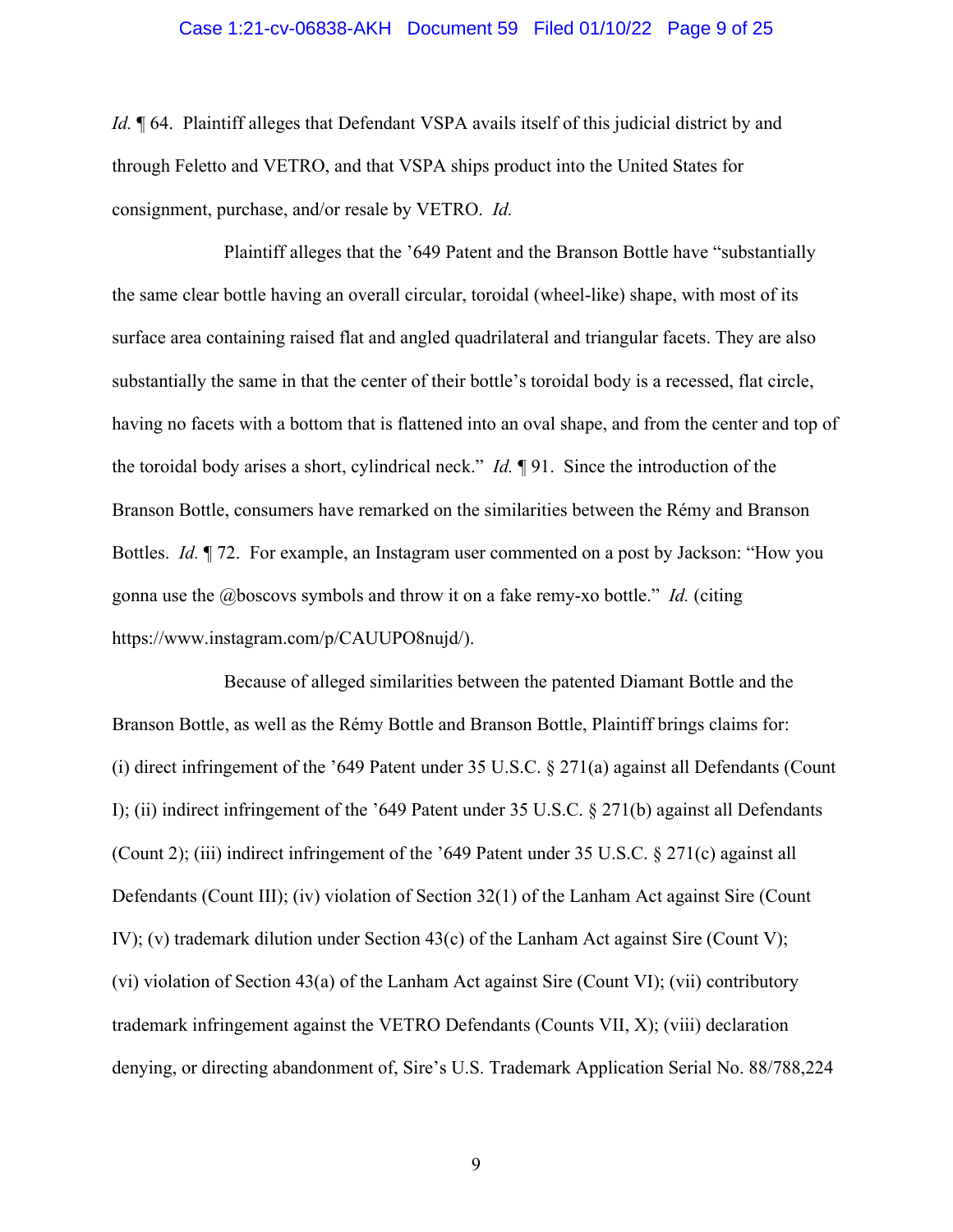*Id.* ¶ 64. Plaintiff alleges that Defendant VSPA avails itself of this judicial district by and through Feletto and VETRO, and that VSPA ships product into the United States for consignment, purchase, and/or resale by VETRO. *Id.*

Plaintiff alleges that the '649 Patent and the Branson Bottle have "substantially the same clear bottle having an overall circular, toroidal (wheel-like) shape, with most of its surface area containing raised flat and angled quadrilateral and triangular facets. They are also substantially the same in that the center of their bottle's toroidal body is a recessed, flat circle, having no facets with a bottom that is flattened into an oval shape, and from the center and top of the toroidal body arises a short, cylindrical neck." *Id.* ¶ 91. Since the introduction of the Branson Bottle, consumers have remarked on the similarities between the Rémy and Branson Bottles. *Id.* ¶ 72. For example, an Instagram user commented on a post by Jackson: "How you gonna use the @boscovs symbols and throw it on a fake remy-xo bottle." *Id.* (citing https://www.instagram.com/p/CAUUPO8nujd/).

Because of alleged similarities between the patented Diamant Bottle and the Branson Bottle, as well as the Rémy Bottle and Branson Bottle, Plaintiff brings claims for: (i) direct infringement of the '649 Patent under 35 U.S.C. § 271(a) against all Defendants (Count I); (ii) indirect infringement of the '649 Patent under 35 U.S.C. § 271(b) against all Defendants (Count 2); (iii) indirect infringement of the '649 Patent under 35 U.S.C. § 271(c) against all Defendants (Count III); (iv) violation of Section 32(1) of the Lanham Act against Sire (Count IV); (v) trademark dilution under Section 43(c) of the Lanham Act against Sire (Count V); (vi) violation of Section 43(a) of the Lanham Act against Sire (Count VI); (vii) contributory trademark infringement against the VETRO Defendants (Counts VII, X); (viii) declaration denying, or directing abandonment of, Sire's U.S. Trademark Application Serial No. 88/788,224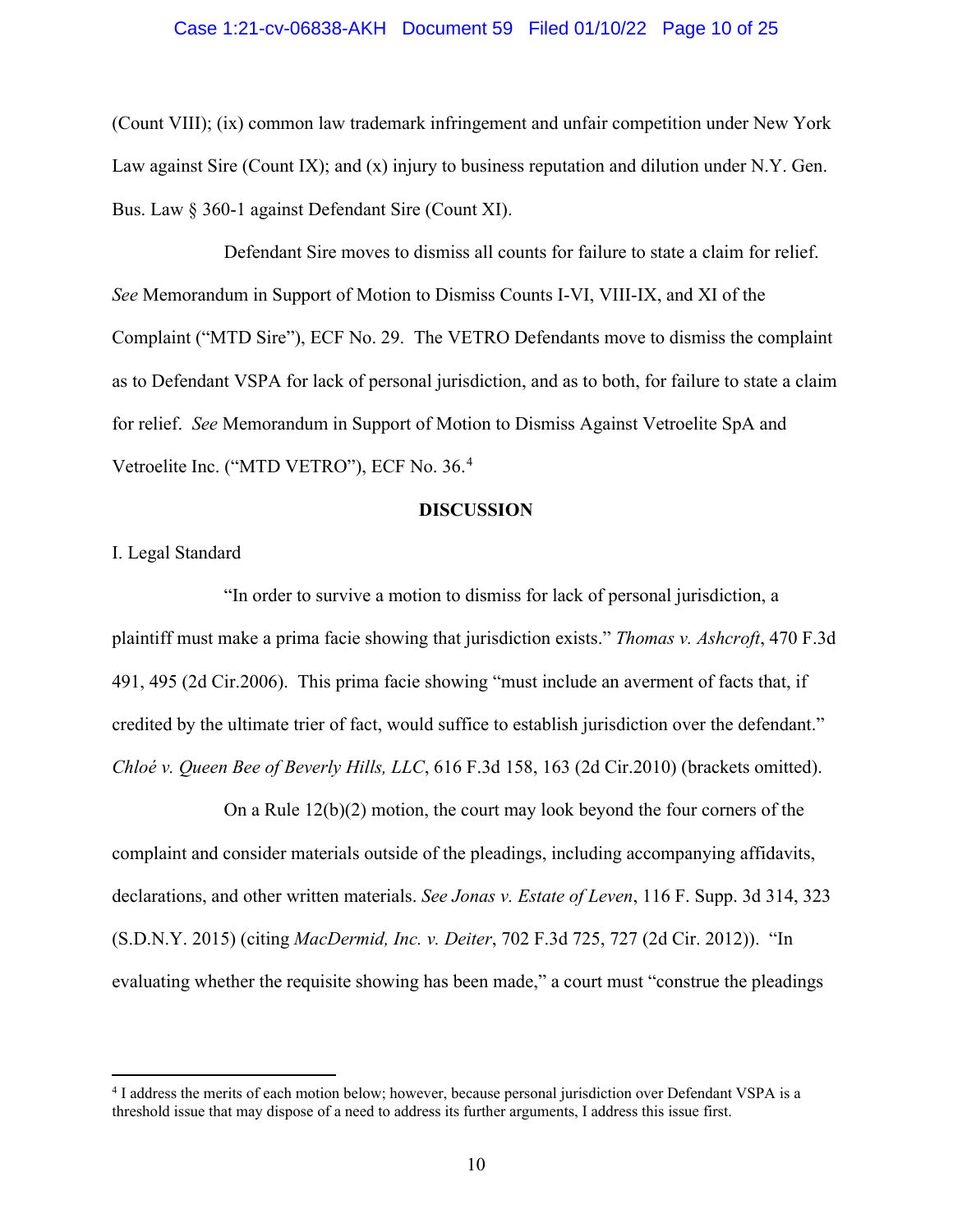(Count VIII); (ix) common law trademark infringement and unfair competition under New York Law against Sire (Count IX); and (x) injury to business reputation and dilution under N.Y. Gen. Bus. Law § 360-1 against Defendant Sire (Count XI).

Defendant Sire moves to dismiss all counts for failure to state a claim for relief. *See* Memorandum in Support of Motion to Dismiss Counts I-VI, VIII-IX, and XI of the Complaint ("MTD Sire"), ECF No. 29. The VETRO Defendants move to dismiss the complaint as to Defendant VSPA for lack of personal jurisdiction, and as to both, for failure to state a claim for relief. *See* Memorandum in Support of Motion to Dismiss Against Vetroelite SpA and Vetroelite Inc. ("MTD VETRO"), ECF No. 36.[4]

**DISCUSSION**

I. Legal Standard

"In order to survive a motion to dismiss for lack of personal jurisdiction, a plaintiff must make a prima facie showing that jurisdiction exists." *Thomas v. Ashcroft*, 470 F.3d 491, 495 (2d Cir.2006). This prima facie showing "must include an averment of facts that, if credited by the ultimate trier of fact, would suffice to establish jurisdiction over the defendant." *Chloé v. Queen Bee of Beverly Hills, LLC*, 616 F.3d 158, 163 (2d Cir.2010) (brackets omitted).

On a Rule 12(b)(2) motion, the court may look beyond the four corners of the complaint and consider materials outside of the pleadings, including accompanying affidavits, declarations, and other written materials. *See Jonas v. Estate of Leven*, 116 F. Supp. 3d 314, 323 (S.D.N.Y. 2015) (citing *MacDermid, Inc. v. Deiter*, 702 F.3d 725, 727 (2d Cir. 2012)). "In evaluating whether the requisite showing has been made," a court must "construe the pleadings

[4] I address the merits of each motion below; however, because personal jurisdiction over Defendant VSPA is a threshold issue that may dispose of a need to address its further arguments, I address this issue first.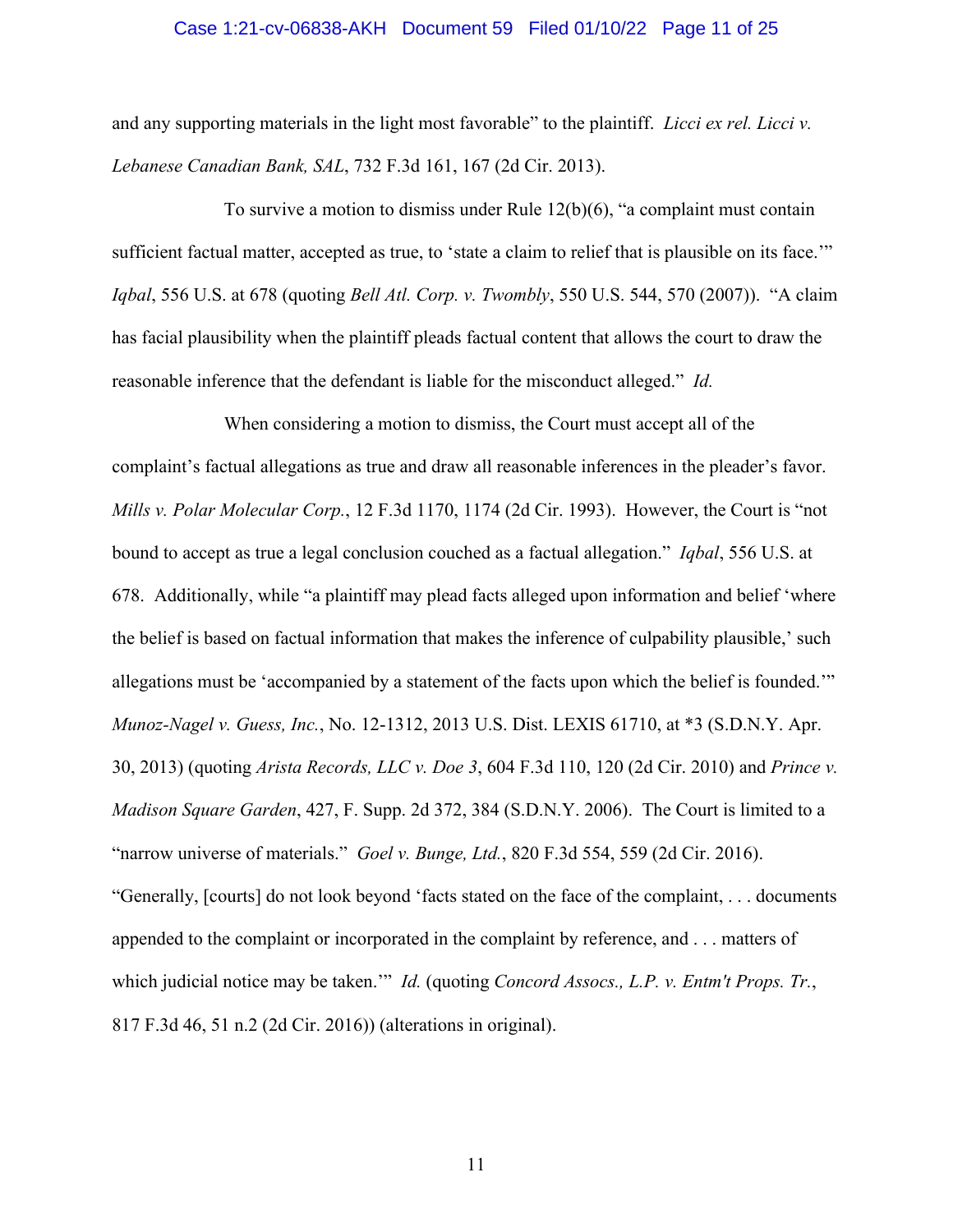and any supporting materials in the light most favorable" to the plaintiff. *Licci ex rel. Licci v. Lebanese Canadian Bank, SAL*, 732 F.3d 161, 167 (2d Cir. 2013).

To survive a motion to dismiss under Rule 12(b)(6), "a complaint must contain sufficient factual matter, accepted as true, to 'state a claim to relief that is plausible on its face.'" *Iqbal*, 556 U.S. at 678 (quoting *Bell Atl. Corp. v. Twombly*, 550 U.S. 544, 570 (2007)). "A claim has facial plausibility when the plaintiff pleads factual content that allows the court to draw the reasonable inference that the defendant is liable for the misconduct alleged." *Id.*

When considering a motion to dismiss, the Court must accept all of the complaint's factual allegations as true and draw all reasonable inferences in the pleader's favor. *Mills v. Polar Molecular Corp.*, 12 F.3d 1170, 1174 (2d Cir. 1993). However, the Court is "not bound to accept as true a legal conclusion couched as a factual allegation." *Iqbal*, 556 U.S. at 678. Additionally, while "a plaintiff may plead facts alleged upon information and belief 'where the belief is based on factual information that makes the inference of culpability plausible,' such allegations must be 'accompanied by a statement of the facts upon which the belief is founded.'" *Munoz-Nagel v. Guess, Inc.*, No. 12-1312, 2013 U.S. Dist. LEXIS 61710, at *3 (S.D.N.Y. Apr. 30, 2013) (quoting *Arista Records, LLC v. Doe 3*, 604 F.3d 110, 120 (2d Cir. 2010) and *Prince v. Madison Square Garden*, 427, F. Supp. 2d 372, 384 (S.D.N.Y. 2006). The Court is limited to a "narrow universe of materials." *Goel v. Bunge, Ltd.*, 820 F.3d 554, 559 (2d Cir. 2016). "Generally, [courts] do not look beyond 'facts stated on the face of the complaint, . . . documents appended to the complaint or incorporated in the complaint by reference, and . . . matters of which judicial notice may be taken.'" *Id.* (quoting *Concord Assocs., L.P. v. Entm't Props. Tr.*, 817 F.3d 46, 51 n.2 (2d Cir. 2016)) (alterations in original).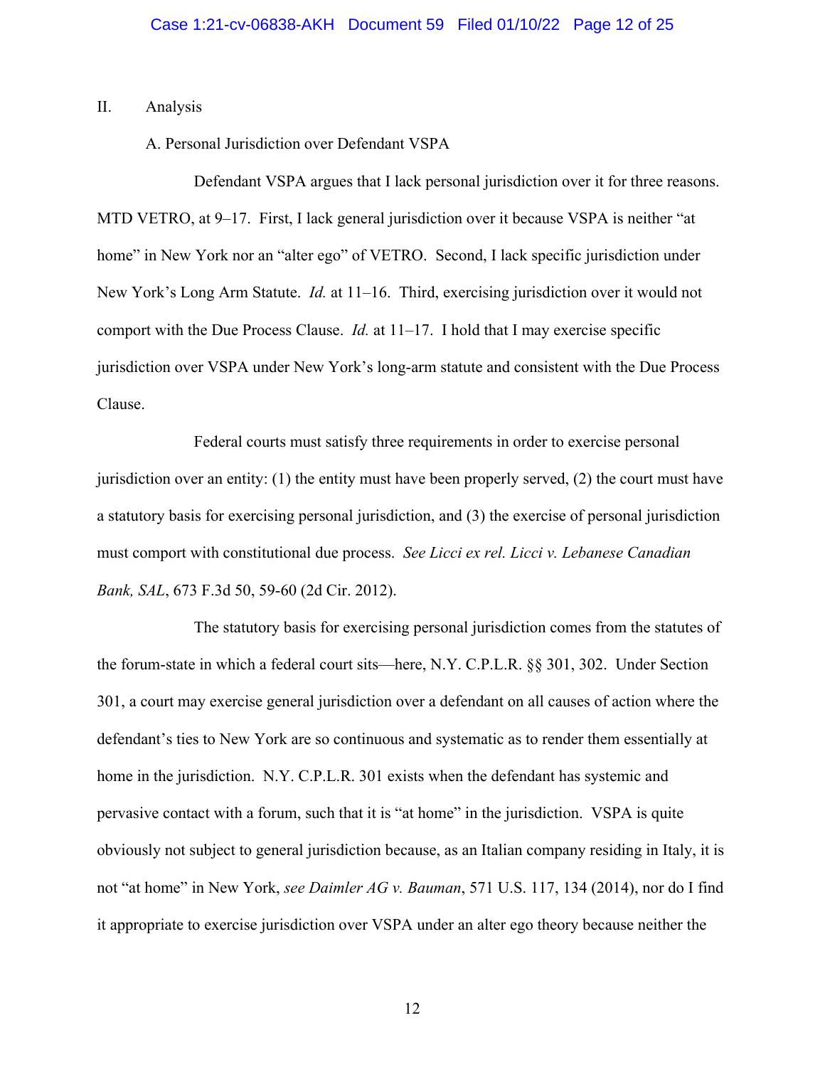## II. Analysis

### A. Personal Jurisdiction over Defendant VSPA

Defendant VSPA argues that I lack personal jurisdiction over it for three reasons. MTD VETRO, at 9–17. First, I lack general jurisdiction over it because VSPA is neither "at home" in New York nor an "alter ego" of VETRO. Second, I lack specific jurisdiction under New York's Long Arm Statute. *Id.* at 11–16. Third, exercising jurisdiction over it would not comport with the Due Process Clause. *Id.* at 11–17. I hold that I may exercise specific jurisdiction over VSPA under New York's long-arm statute and consistent with the Due Process Clause.

Federal courts must satisfy three requirements in order to exercise personal jurisdiction over an entity: (1) the entity must have been properly served, (2) the court must have a statutory basis for exercising personal jurisdiction, and (3) the exercise of personal jurisdiction must comport with constitutional due process. *See Licci ex rel. Licci v. Lebanese Canadian Bank, SAL*, 673 F.3d 50, 59-60 (2d Cir. 2012).

The statutory basis for exercising personal jurisdiction comes from the statutes of the forum-state in which a federal court sits—here, N.Y. C.P.L.R. §§ 301, 302. Under Section 301, a court may exercise general jurisdiction over a defendant on all causes of action where the defendant's ties to New York are so continuous and systematic as to render them essentially at home in the jurisdiction. N.Y. C.P.L.R. 301 exists when the defendant has systemic and pervasive contact with a forum, such that it is "at home" in the jurisdiction. VSPA is quite obviously not subject to general jurisdiction because, as an Italian company residing in Italy, it is not "at home" in New York, *see Daimler AG v. Bauman*, 571 U.S. 117, 134 (2014), nor do I find it appropriate to exercise jurisdiction over VSPA under an alter ego theory because neither the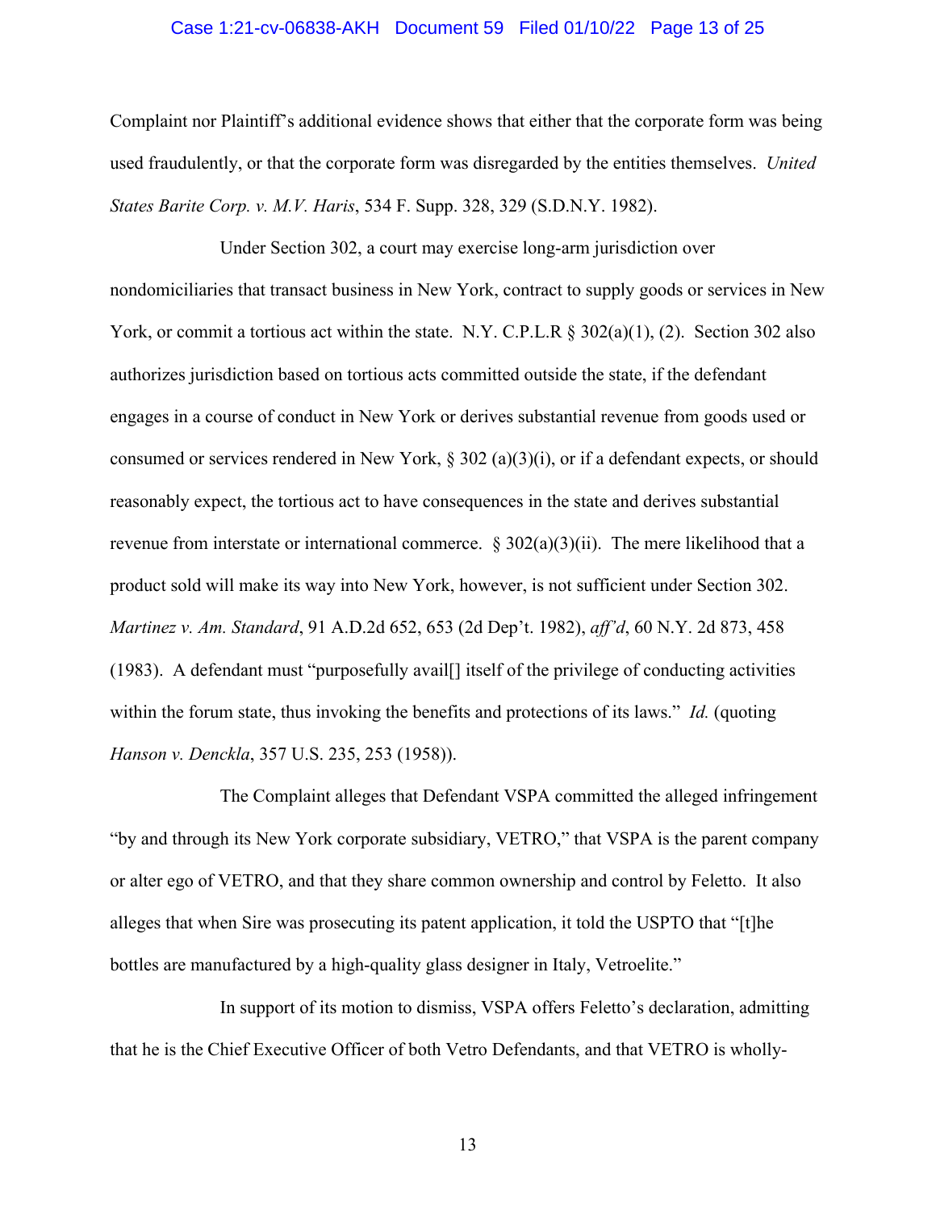Complaint nor Plaintiff's additional evidence shows that either that the corporate form was being used fraudulently, or that the corporate form was disregarded by the entities themselves. *United States Barite Corp. v. M.V. Haris*, 534 F. Supp. 328, 329 (S.D.N.Y. 1982).

Under Section 302, a court may exercise long-arm jurisdiction over nondomiciliaries that transact business in New York, contract to supply goods or services in New York, or commit a tortious act within the state. N.Y. C.P.L.R § 302(a)(1), (2). Section 302 also authorizes jurisdiction based on tortious acts committed outside the state, if the defendant engages in a course of conduct in New York or derives substantial revenue from goods used or consumed or services rendered in New York, § 302 (a)(3)(i), or if a defendant expects, or should reasonably expect, the tortious act to have consequences in the state and derives substantial revenue from interstate or international commerce. § 302(a)(3)(ii). The mere likelihood that a product sold will make its way into New York, however, is not sufficient under Section 302. *Martinez v. Am. Standard*, 91 A.D.2d 652, 653 (2d Dep't. 1982), *aff'd*, 60 N.Y. 2d 873, 458 (1983). A defendant must "purposefully avail[] itself of the privilege of conducting activities within the forum state, thus invoking the benefits and protections of its laws." *Id.* (quoting *Hanson v. Denckla*, 357 U.S. 235, 253 (1958)).

The Complaint alleges that Defendant VSPA committed the alleged infringement "by and through its New York corporate subsidiary, VETRO," that VSPA is the parent company or alter ego of VETRO, and that they share common ownership and control by Feletto. It also alleges that when Sire was prosecuting its patent application, it told the USPTO that "[t]he bottles are manufactured by a high-quality glass designer in Italy, Vetroelite."

In support of its motion to dismiss, VSPA offers Feletto's declaration, admitting that he is the Chief Executive Officer of both Vetro Defendants, and that VETRO is wholly-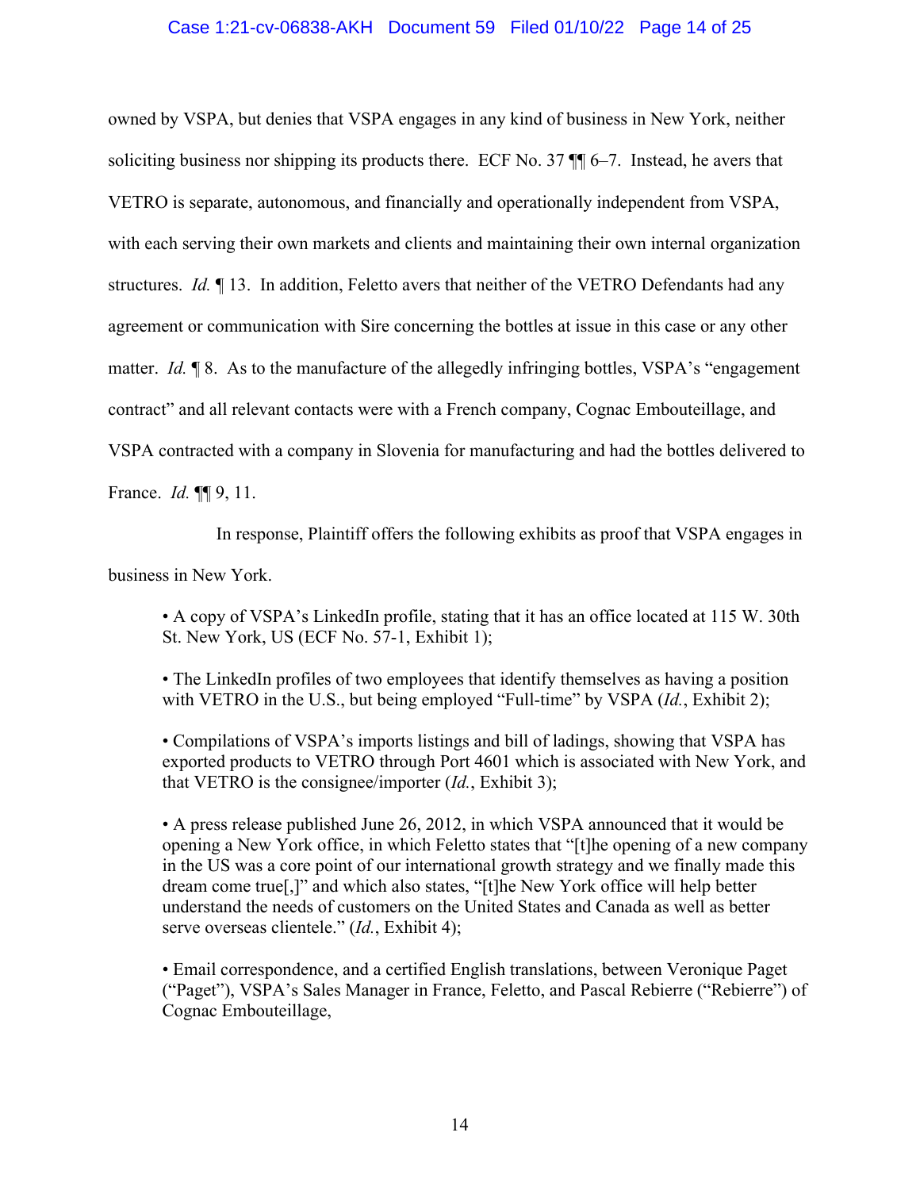owned by VSPA, but denies that VSPA engages in any kind of business in New York, neither soliciting business nor shipping its products there. ECF No. 37 ¶¶ 6–7. Instead, he avers that VETRO is separate, autonomous, and financially and operationally independent from VSPA, with each serving their own markets and clients and maintaining their own internal organization structures. *Id.* ¶ 13. In addition, Feletto avers that neither of the VETRO Defendants had any agreement or communication with Sire concerning the bottles at issue in this case or any other matter. *Id.* ¶ 8. As to the manufacture of the allegedly infringing bottles, VSPA's "engagement contract" and all relevant contacts were with a French company, Cognac Embouteillage, and VSPA contracted with a company in Slovenia for manufacturing and had the bottles delivered to France. *Id.* ¶¶ 9, 11.

In response, Plaintiff offers the following exhibits as proof that VSPA engages in business in New York.

- A copy of VSPA's LinkedIn profile, stating that it has an office located at 115 W. 30th St. New York, US (ECF No. 57-1, Exhibit 1);

- The LinkedIn profiles of two employees that identify themselves as having a position with VETRO in the U.S., but being employed "Full-time" by VSPA (*Id.*, Exhibit 2);

- Compilations of VSPA's imports listings and bill of ladings, showing that VSPA has exported products to VETRO through Port 4601 which is associated with New York, and that VETRO is the consignee/importer (*Id.*, Exhibit 3);

- A press release published June 26, 2012, in which VSPA announced that it would be opening a New York office, in which Feletto states that "[t]he opening of a new company in the US was a core point of our international growth strategy and we finally made this dream come true[,]" and which also states, "[t]he New York office will help better understand the needs of customers on the United States and Canada as well as better serve overseas clientele." (*Id.*, Exhibit 4);

- Email correspondence, and a certified English translations, between Veronique Paget ("Paget"), VSPA's Sales Manager in France, Feletto, and Pascal Rebierre ("Rebierre") of Cognac Embouteillage,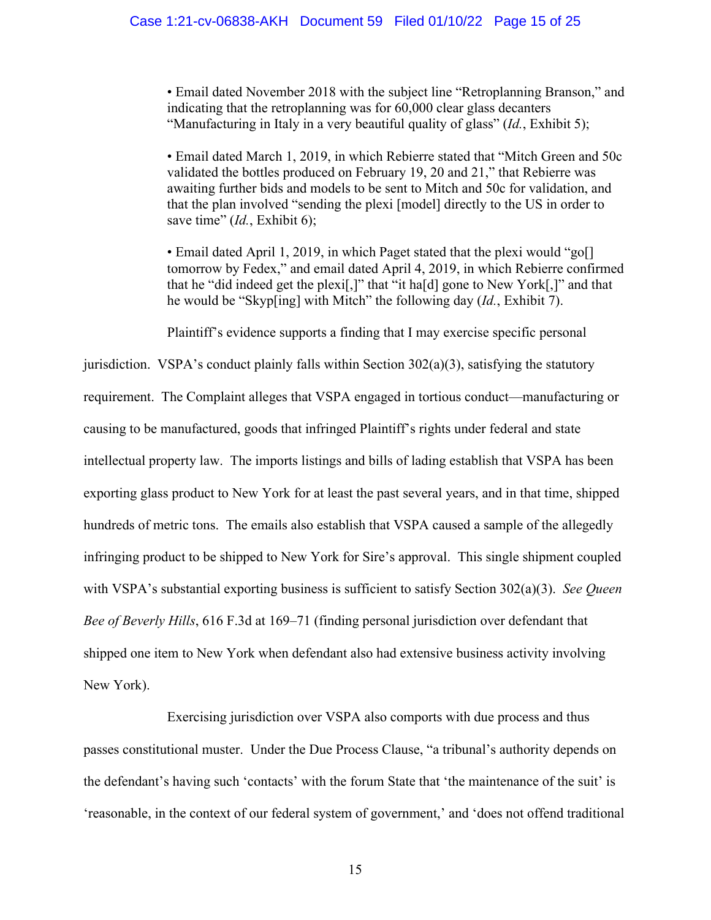- Email dated November 2018 with the subject line "Retroplanning Branson," and indicating that the retroplanning was for 60,000 clear glass decanters "Manufacturing in Italy in a very beautiful quality of glass" (*Id.*, Exhibit 5);

- Email dated March 1, 2019, in which Rebierre stated that "Mitch Green and 50c validated the bottles produced on February 19, 20 and 21," that Rebierre was awaiting further bids and models to be sent to Mitch and 50c for validation, and that the plan involved "sending the plexi [model] directly to the US in order to save time" (*Id.*, Exhibit 6);

- Email dated April 1, 2019, in which Paget stated that the plexi would "go[] tomorrow by Fedex," and email dated April 4, 2019, in which Rebierre confirmed that he "did indeed get the plexi[,]" that "it ha[d] gone to New York[,]" and that he would be "Skyp[ing] with Mitch" the following day (*Id.*, Exhibit 7).

Plaintiff's evidence supports a finding that I may exercise specific personal jurisdiction. VSPA's conduct plainly falls within Section 302(a)(3), satisfying the statutory requirement. The Complaint alleges that VSPA engaged in tortious conduct—manufacturing or causing to be manufactured, goods that infringed Plaintiff's rights under federal and state intellectual property law. The imports listings and bills of lading establish that VSPA has been exporting glass product to New York for at least the past several years, and in that time, shipped hundreds of metric tons. The emails also establish that VSPA caused a sample of the allegedly infringing product to be shipped to New York for Sire's approval. This single shipment coupled with VSPA's substantial exporting business is sufficient to satisfy Section 302(a)(3). *See Queen Bee of Beverly Hills*, 616 F.3d at 169–71 (finding personal jurisdiction over defendant that shipped one item to New York when defendant also had extensive business activity involving New York).

Exercising jurisdiction over VSPA also comports with due process and thus passes constitutional muster. Under the Due Process Clause, "a tribunal's authority depends on the defendant's having such 'contacts' with the forum State that 'the maintenance of the suit' is 'reasonable, in the context of our federal system of government,' and 'does not offend traditional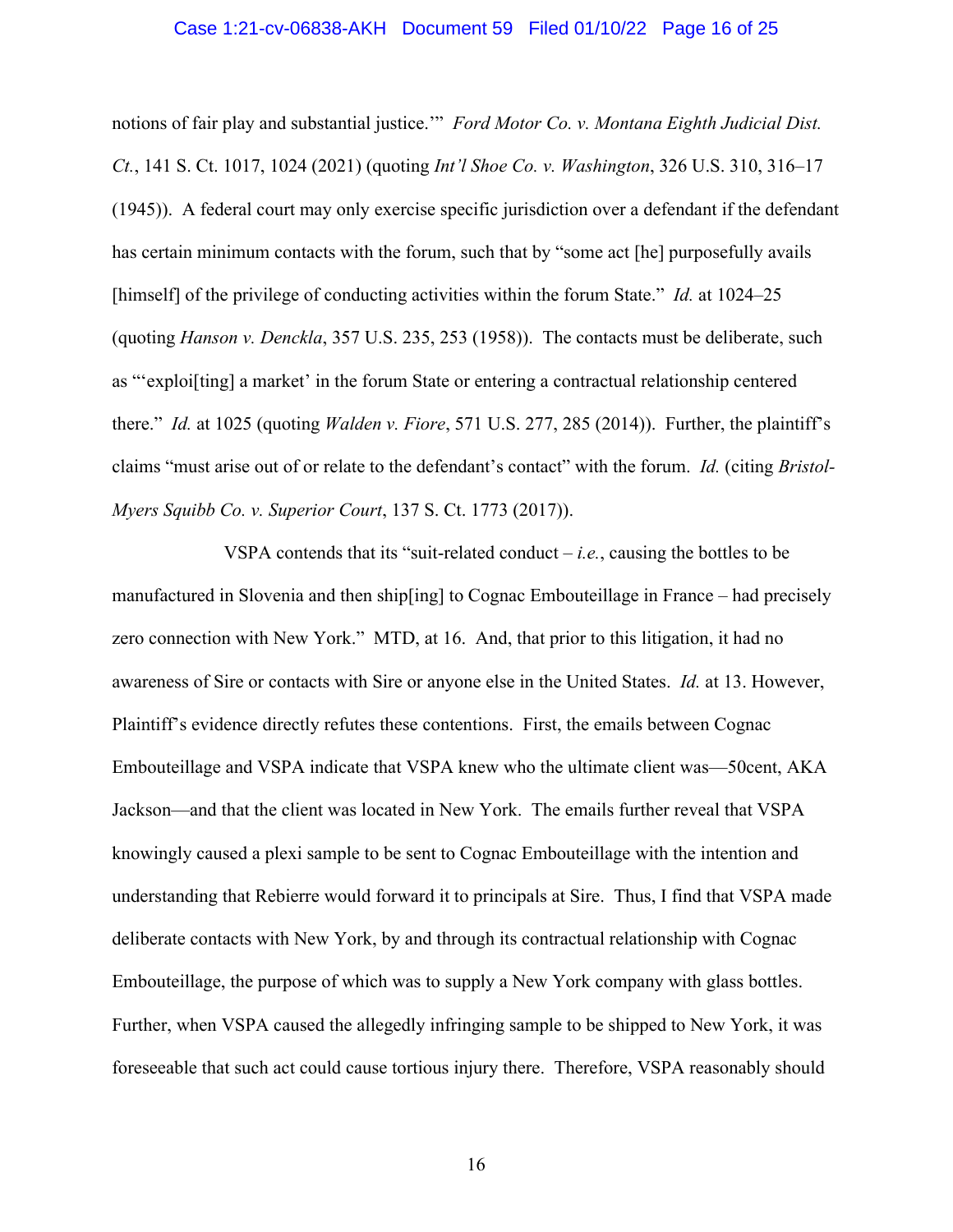notions of fair play and substantial justice.'" *Ford Motor Co. v. Montana Eighth Judicial Dist. Ct.*, 141 S. Ct. 1017, 1024 (2021) (quoting *Int'l Shoe Co. v. Washington*, 326 U.S. 310, 316–17 (1945)). A federal court may only exercise specific jurisdiction over a defendant if the defendant has certain minimum contacts with the forum, such that by "some act [he] purposefully avails [himself] of the privilege of conducting activities within the forum State." *Id.* at 1024–25 (quoting *Hanson v. Denckla*, 357 U.S. 235, 253 (1958)). The contacts must be deliberate, such as "'exploi[ting] a market' in the forum State or entering a contractual relationship centered there." *Id.* at 1025 (quoting *Walden v. Fiore*, 571 U.S. 277, 285 (2014)). Further, the plaintiff's claims "must arise out of or relate to the defendant's contact" with the forum. *Id.* (citing *Bristol-Myers Squibb Co. v. Superior Court*, 137 S. Ct. 1773 (2017)).

VSPA contends that its "suit-related conduct – *i.e.*, causing the bottles to be manufactured in Slovenia and then ship[ing] to Cognac Embouteillage in France – had precisely zero connection with New York." MTD, at 16. And, that prior to this litigation, it had no awareness of Sire or contacts with Sire or anyone else in the United States. *Id.* at 13. However, Plaintiff's evidence directly refutes these contentions. First, the emails between Cognac Embouteillage and VSPA indicate that VSPA knew who the ultimate client was—50cent, AKA Jackson—and that the client was located in New York. The emails further reveal that VSPA knowingly caused a plexi sample to be sent to Cognac Embouteillage with the intention and understanding that Rebierre would forward it to principals at Sire. Thus, I find that VSPA made deliberate contacts with New York, by and through its contractual relationship with Cognac Embouteillage, the purpose of which was to supply a New York company with glass bottles. Further, when VSPA caused the allegedly infringing sample to be shipped to New York, it was foreseeable that such act could cause tortious injury there. Therefore, VSPA reasonably should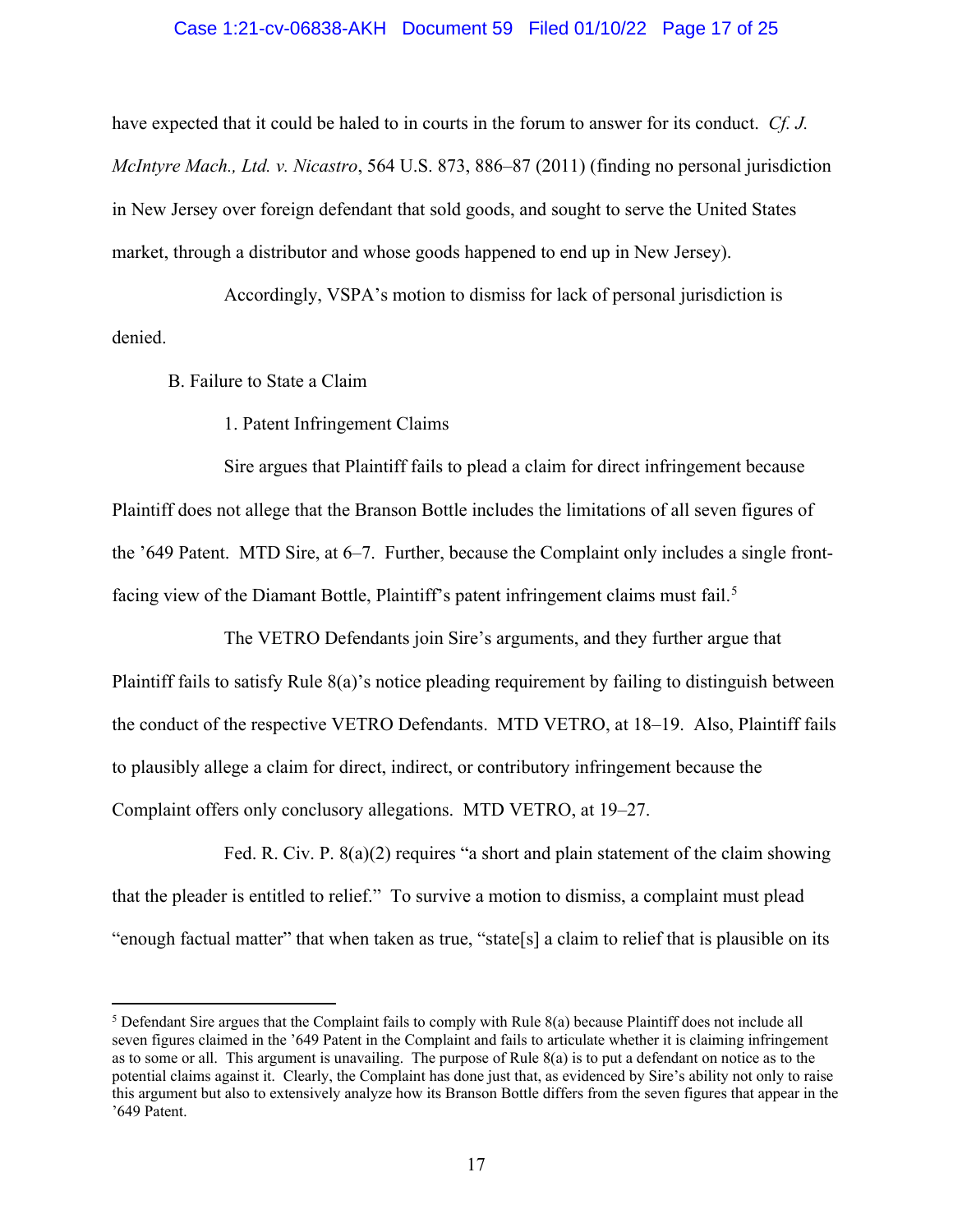have expected that it could be haled to in courts in the forum to answer for its conduct. *Cf. J. McIntyre Mach., Ltd. v. Nicastro*, 564 U.S. 873, 886–87 (2011) (finding no personal jurisdiction in New Jersey over foreign defendant that sold goods, and sought to serve the United States market, through a distributor and whose goods happened to end up in New Jersey).

Accordingly, VSPA's motion to dismiss for lack of personal jurisdiction is denied.

B. Failure to State a Claim

1. Patent Infringement Claims

Sire argues that Plaintiff fails to plead a claim for direct infringement because Plaintiff does not allege that the Branson Bottle includes the limitations of all seven figures of the '649 Patent. MTD Sire, at 6–7. Further, because the Complaint only includes a single front-facing view of the Diamant Bottle, Plaintiff's patent infringement claims must fail.[5]

The VETRO Defendants join Sire's arguments, and they further argue that Plaintiff fails to satisfy Rule 8(a)'s notice pleading requirement by failing to distinguish between the conduct of the respective VETRO Defendants. MTD VETRO, at 18–19. Also, Plaintiff fails to plausibly allege a claim for direct, indirect, or contributory infringement because the Complaint offers only conclusory allegations. MTD VETRO, at 19–27.

Fed. R. Civ. P. 8(a)(2) requires "a short and plain statement of the claim showing that the pleader is entitled to relief." To survive a motion to dismiss, a complaint must plead "enough factual matter" that when taken as true, "state[s] a claim to relief that is plausible on its

[5] Defendant Sire argues that the Complaint fails to comply with Rule 8(a) because Plaintiff does not include all seven figures claimed in the '649 Patent in the Complaint and fails to articulate whether it is claiming infringement as to some or all. This argument is unavailing. The purpose of Rule 8(a) is to put a defendant on notice as to the potential claims against it. Clearly, the Complaint has done just that, as evidenced by Sire's ability not only to raise this argument but also to extensively analyze how its Branson Bottle differs from the seven figures that appear in the '649 Patent.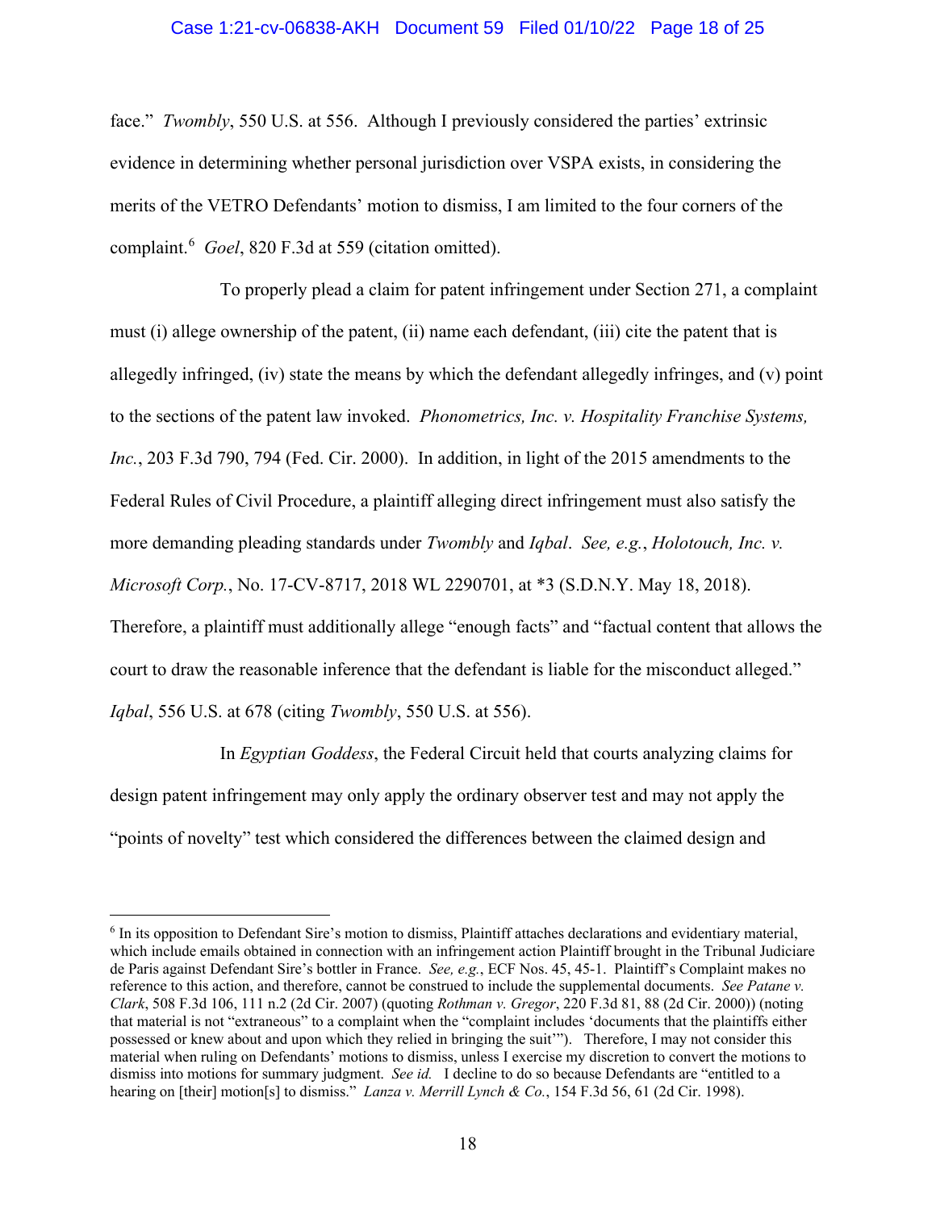face." *Twombly*, 550 U.S. at 556. Although I previously considered the parties' extrinsic evidence in determining whether personal jurisdiction over VSPA exists, in considering the merits of the VETRO Defendants' motion to dismiss, I am limited to the four corners of the complaint.[6] *Goel*, 820 F.3d at 559 (citation omitted).

To properly plead a claim for patent infringement under Section 271, a complaint must (i) allege ownership of the patent, (ii) name each defendant, (iii) cite the patent that is allegedly infringed, (iv) state the means by which the defendant allegedly infringes, and (v) point to the sections of the patent law invoked. *Phonometrics, Inc. v. Hospitality Franchise Systems, Inc.*, 203 F.3d 790, 794 (Fed. Cir. 2000). In addition, in light of the 2015 amendments to the Federal Rules of Civil Procedure, a plaintiff alleging direct infringement must also satisfy the more demanding pleading standards under *Twombly* and *Iqbal*. *See, e.g.*, *Holotouch, Inc. v. Microsoft Corp.*, No. 17-CV-8717, 2018 WL 2290701, at *3 (S.D.N.Y. May 18, 2018). Therefore, a plaintiff must additionally allege "enough facts" and "factual content that allows the court to draw the reasonable inference that the defendant is liable for the misconduct alleged." *Iqbal*, 556 U.S. at 678 (citing *Twombly*, 550 U.S. at 556).

In *Egyptian Goddess*, the Federal Circuit held that courts analyzing claims for design patent infringement may only apply the ordinary observer test and may not apply the "points of novelty" test which considered the differences between the claimed design and

---

[6] In its opposition to Defendant Sire's motion to dismiss, Plaintiff attaches declarations and evidentiary material, which include emails obtained in connection with an infringement action Plaintiff brought in the Tribunal Judiciare de Paris against Defendant Sire's bottler in France. *See, e.g.*, ECF Nos. 45, 45-1. Plaintiff's Complaint makes no reference to this action, and therefore, cannot be construed to include the supplemental documents. *See Patane v. Clark*, 508 F.3d 106, 111 n.2 (2d Cir. 2007) (quoting *Rothman v. Gregor*, 220 F.3d 81, 88 (2d Cir. 2000)) (noting that material is not "extraneous" to a complaint when the "complaint includes 'documents that the plaintiffs either possessed or knew about and upon which they relied in bringing the suit'"). Therefore, I may not consider this material when ruling on Defendants' motions to dismiss, unless I exercise my discretion to convert the motions to dismiss into motions for summary judgment. *See id.* I decline to do so because Defendants are "entitled to a hearing on [their] motion[s] to dismiss." *Lanza v. Merrill Lynch & Co.*, 154 F.3d 56, 61 (2d Cir. 1998).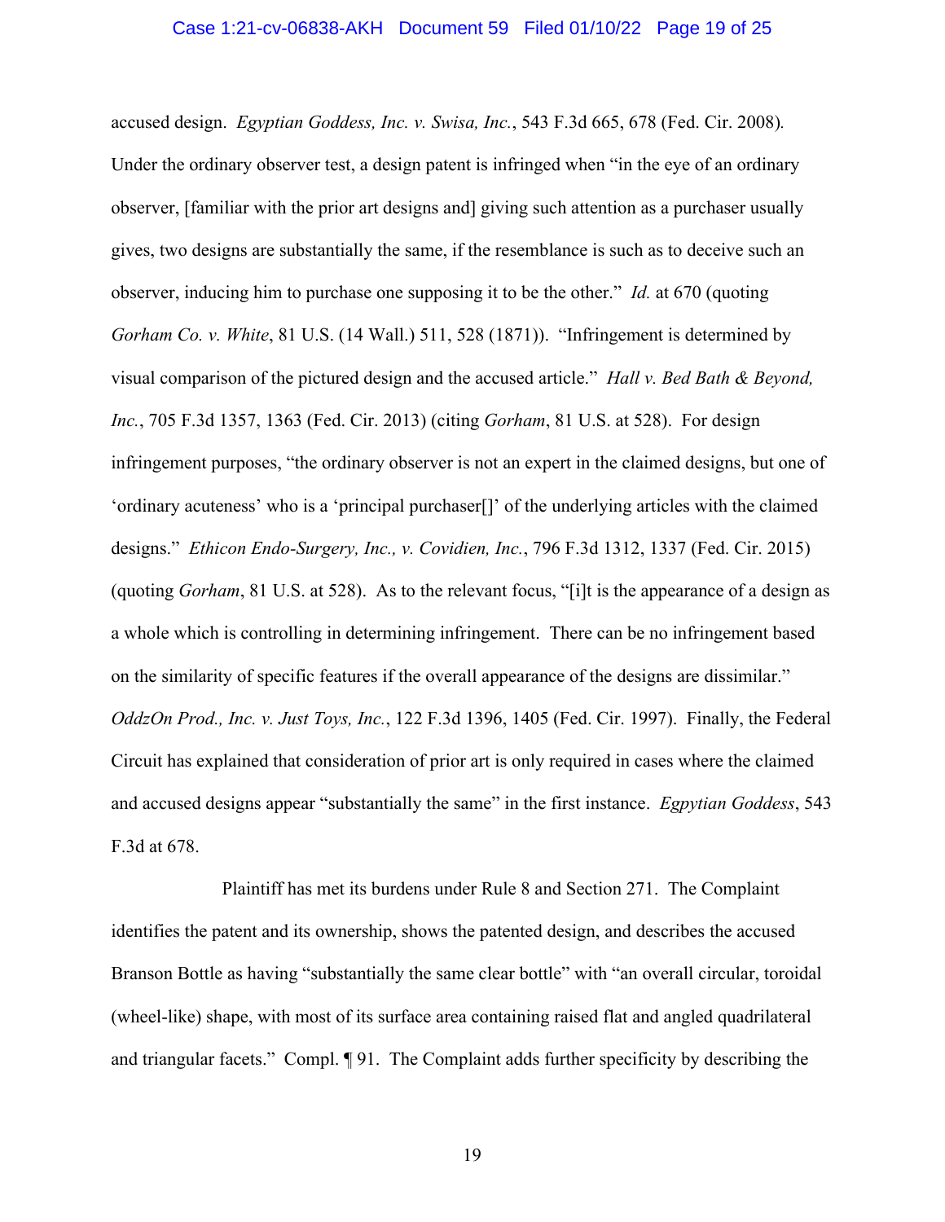accused design. *Egyptian Goddess, Inc. v. Swisa, Inc.*, 543 F.3d 665, 678 (Fed. Cir. 2008). Under the ordinary observer test, a design patent is infringed when "in the eye of an ordinary observer, [familiar with the prior art designs and] giving such attention as a purchaser usually gives, two designs are substantially the same, if the resemblance is such as to deceive such an observer, inducing him to purchase one supposing it to be the other." *Id.* at 670 (quoting *Gorham Co. v. White*, 81 U.S. (14 Wall.) 511, 528 (1871)). "Infringement is determined by visual comparison of the pictured design and the accused article." *Hall v. Bed Bath & Beyond, Inc.*, 705 F.3d 1357, 1363 (Fed. Cir. 2013) (citing *Gorham*, 81 U.S. at 528). For design infringement purposes, "the ordinary observer is not an expert in the claimed designs, but one of 'ordinary acuteness' who is a 'principal purchaser[]' of the underlying articles with the claimed designs." *Ethicon Endo-Surgery, Inc., v. Covidien, Inc.*, 796 F.3d 1312, 1337 (Fed. Cir. 2015) (quoting *Gorham*, 81 U.S. at 528). As to the relevant focus, "[i]t is the appearance of a design as a whole which is controlling in determining infringement. There can be no infringement based on the similarity of specific features if the overall appearance of the designs are dissimilar." *OddzOn Prod., Inc. v. Just Toys, Inc.*, 122 F.3d 1396, 1405 (Fed. Cir. 1997). Finally, the Federal Circuit has explained that consideration of prior art is only required in cases where the claimed and accused designs appear "substantially the same" in the first instance. *Egyptian Goddess*, 543 F.3d at 678.

Plaintiff has met its burdens under Rule 8 and Section 271. The Complaint identifies the patent and its ownership, shows the patented design, and describes the accused Branson Bottle as having "substantially the same clear bottle" with "an overall circular, toroidal (wheel-like) shape, with most of its surface area containing raised flat and angled quadrilateral and triangular facets." Compl. ¶ 91. The Complaint adds further specificity by describing the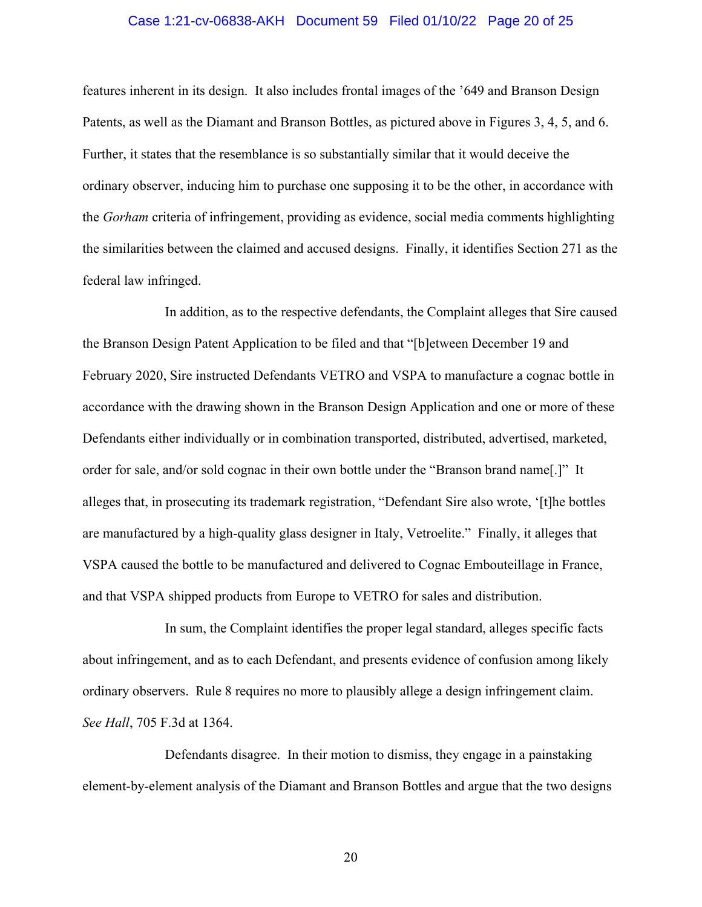features inherent in its design. It also includes frontal images of the '649 and Branson Design Patents, as well as the Diamant and Branson Bottles, as pictured above in Figures 3, 4, 5, and 6. Further, it states that the resemblance is so substantially similar that it would deceive the ordinary observer, inducing him to purchase one supposing it to be the other, in accordance with the *Gorham* criteria of infringement, providing as evidence, social media comments highlighting the similarities between the claimed and accused designs. Finally, it identifies Section 271 as the federal law infringed.

In addition, as to the respective defendants, the Complaint alleges that Sire caused the Branson Design Patent Application to be filed and that "[b]etween December 19 and February 2020, Sire instructed Defendants VETRO and VSPA to manufacture a cognac bottle in accordance with the drawing shown in the Branson Design Application and one or more of these Defendants either individually or in combination transported, distributed, advertised, marketed, order for sale, and/or sold cognac in their own bottle under the "Branson brand name[.]" It alleges that, in prosecuting its trademark registration, "Defendant Sire also wrote, '[t]he bottles are manufactured by a high-quality glass designer in Italy, Vetroelite." Finally, it alleges that VSPA caused the bottle to be manufactured and delivered to Cognac Embouteillage in France, and that VSPA shipped products from Europe to VETRO for sales and distribution.

In sum, the Complaint identifies the proper legal standard, alleges specific facts about infringement, and as to each Defendant, and presents evidence of confusion among likely ordinary observers. Rule 8 requires no more to plausibly allege a design infringement claim. *See Hall*, 705 F.3d at 1364.

Defendants disagree. In their motion to dismiss, they engage in a painstaking element-by-element analysis of the Diamant and Branson Bottles and argue that the two designs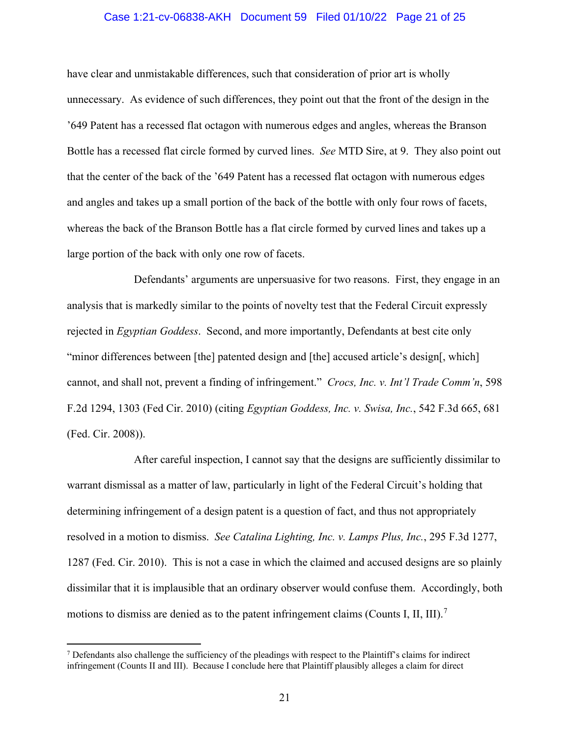have clear and unmistakable differences, such that consideration of prior art is wholly unnecessary. As evidence of such differences, they point out that the front of the design in the ’649 Patent has a recessed flat octagon with numerous edges and angles, whereas the Branson Bottle has a recessed flat circle formed by curved lines. *See* MTD Sire, at 9. They also point out that the center of the back of the ’649 Patent has a recessed flat octagon with numerous edges and angles and takes up a small portion of the back of the bottle with only four rows of facets, whereas the back of the Branson Bottle has a flat circle formed by curved lines and takes up a large portion of the back with only one row of facets.

Defendants’ arguments are unpersuasive for two reasons. First, they engage in an analysis that is markedly similar to the points of novelty test that the Federal Circuit expressly rejected in *Egyptian Goddess*. Second, and more importantly, Defendants at best cite only “minor differences between [the] patented design and [the] accused article’s design[, which] cannot, and shall not, prevent a finding of infringement.” *Crocs, Inc. v. Int’l Trade Comm’n*, 598 F.2d 1294, 1303 (Fed Cir. 2010) (citing *Egyptian Goddess, Inc. v. Swisa, Inc.*, 542 F.3d 665, 681 (Fed. Cir. 2008)).

After careful inspection, I cannot say that the designs are sufficiently dissimilar to warrant dismissal as a matter of law, particularly in light of the Federal Circuit’s holding that determining infringement of a design patent is a question of fact, and thus not appropriately resolved in a motion to dismiss. *See Catalina Lighting, Inc. v. Lamps Plus, Inc.*, 295 F.3d 1277, 1287 (Fed. Cir. 2010). This is not a case in which the claimed and accused designs are so plainly dissimilar that it is implausible that an ordinary observer would confuse them. Accordingly, both motions to dismiss are denied as to the patent infringement claims (Counts I, II, III).[7]

[7] Defendants also challenge the sufficiency of the pleadings with respect to the Plaintiff’s claims for indirect infringement (Counts II and III). Because I conclude here that Plaintiff plausibly alleges a claim for direct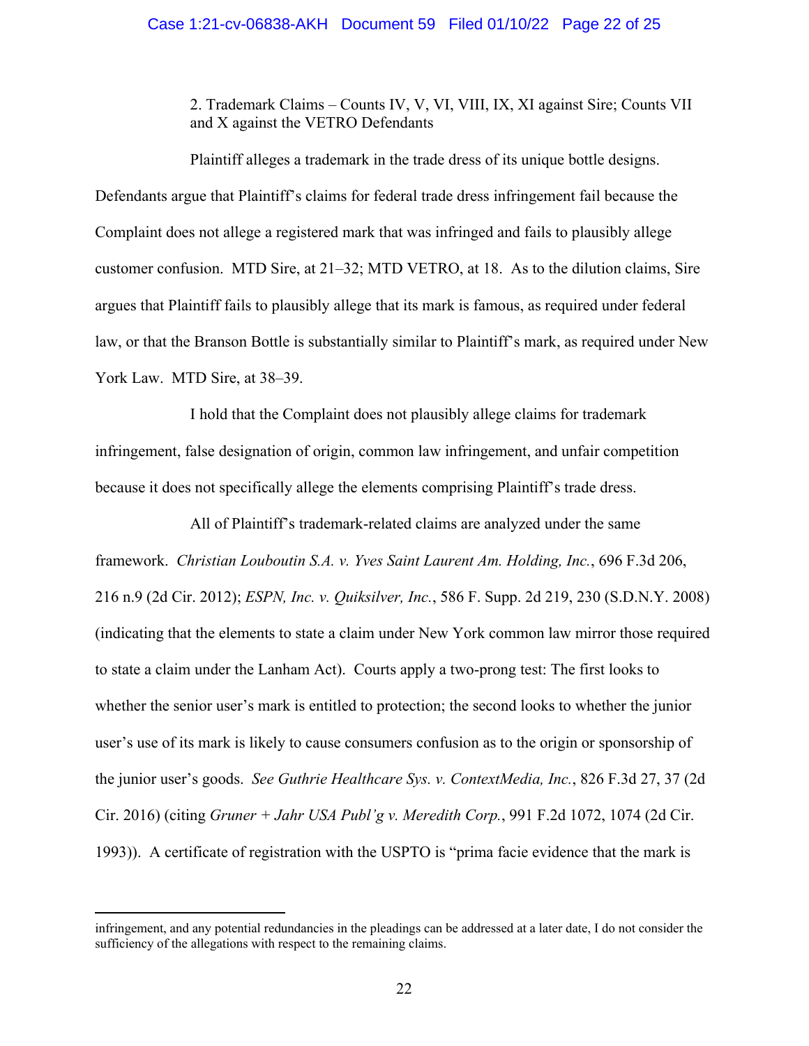2. Trademark Claims – Counts IV, V, VI, VIII, IX, XI against Sire; Counts VII and X against the VETRO Defendants

Plaintiff alleges a trademark in the trade dress of its unique bottle designs. Defendants argue that Plaintiff's claims for federal trade dress infringement fail because the Complaint does not allege a registered mark that was infringed and fails to plausibly allege customer confusion. MTD Sire, at 21–32; MTD VETRO, at 18. As to the dilution claims, Sire argues that Plaintiff fails to plausibly allege that its mark is famous, as required under federal law, or that the Branson Bottle is substantially similar to Plaintiff's mark, as required under New York Law. MTD Sire, at 38–39.

I hold that the Complaint does not plausibly allege claims for trademark infringement, false designation of origin, common law infringement, and unfair competition because it does not specifically allege the elements comprising Plaintiff's trade dress.

All of Plaintiff's trademark-related claims are analyzed under the same framework. *Christian Louboutin S.A. v. Yves Saint Laurent Am. Holding, Inc.*, 696 F.3d 206, 216 n.9 (2d Cir. 2012); *ESPN, Inc. v. Quiksilver, Inc.*, 586 F. Supp. 2d 219, 230 (S.D.N.Y. 2008) (indicating that the elements to state a claim under New York common law mirror those required to state a claim under the Lanham Act). Courts apply a two-prong test: The first looks to whether the senior user's mark is entitled to protection; the second looks to whether the junior user's use of its mark is likely to cause consumers confusion as to the origin or sponsorship of the junior user's goods. *See Guthrie Healthcare Sys. v. ContextMedia, Inc.*, 826 F.3d 27, 37 (2d Cir. 2016) (citing *Gruner + Jahr USA Publ'g v. Meredith Corp.*, 991 F.2d 1072, 1074 (2d Cir. 1993)). A certificate of registration with the USPTO is "prima facie evidence that the mark is

---

infringement, and any potential redundancies in the pleadings can be addressed at a later date, I do not consider the sufficiency of the allegations with respect to the remaining claims.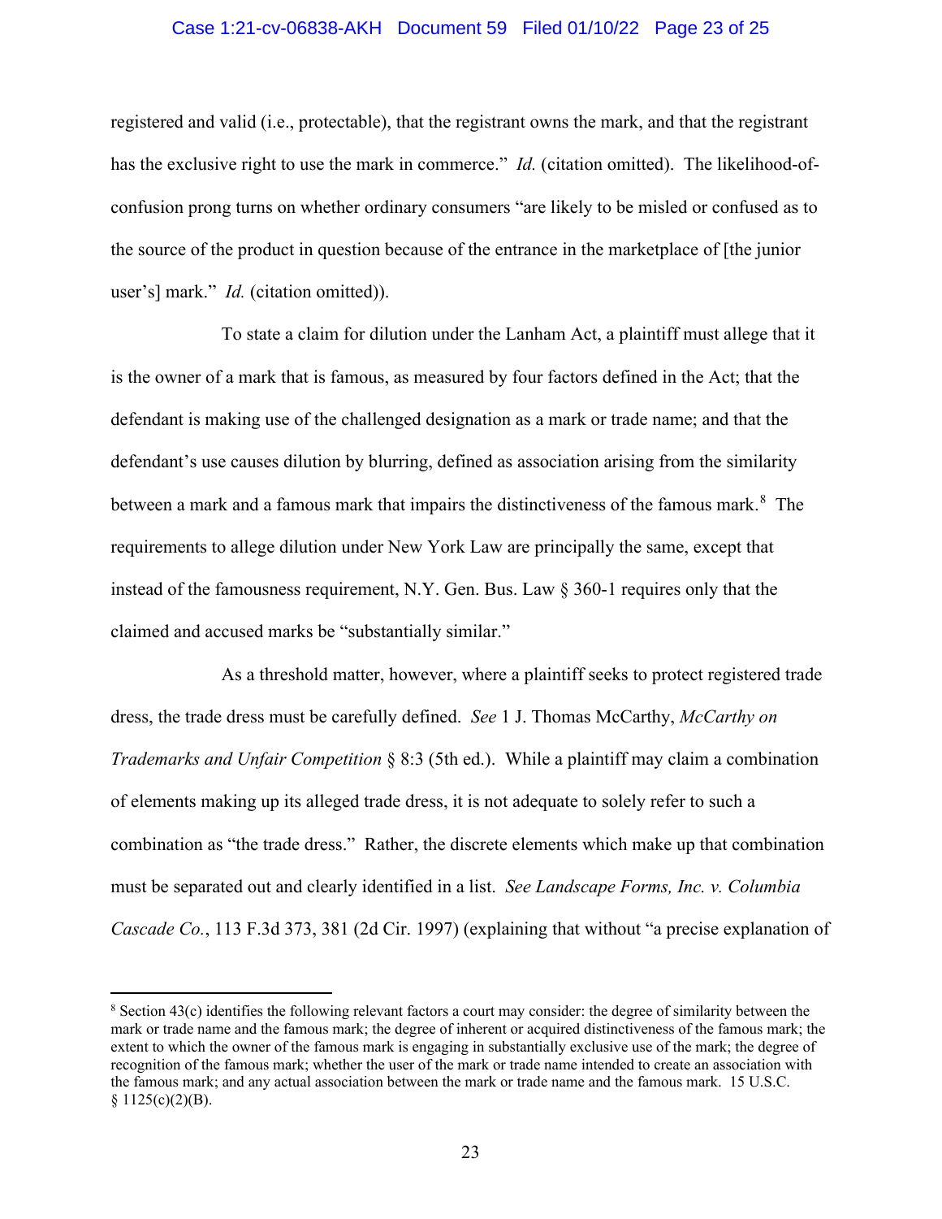registered and valid (i.e., protectable), that the registrant owns the mark, and that the registrant has the exclusive right to use the mark in commerce." *Id.* (citation omitted). The likelihood-of-confusion prong turns on whether ordinary consumers "are likely to be misled or confused as to the source of the product in question because of the entrance in the marketplace of [the junior user's] mark." *Id.* (citation omitted)).

To state a claim for dilution under the Lanham Act, a plaintiff must allege that it is the owner of a mark that is famous, as measured by four factors defined in the Act; that the defendant is making use of the challenged designation as a mark or trade name; and that the defendant's use causes dilution by blurring, defined as association arising from the similarity between a mark and a famous mark that impairs the distinctiveness of the famous mark.[8] The requirements to allege dilution under New York Law are principally the same, except that instead of the famousness requirement, N.Y. Gen. Bus. Law § 360-1 requires only that the claimed and accused marks be "substantially similar."

As a threshold matter, however, where a plaintiff seeks to protect registered trade dress, the trade dress must be carefully defined. *See* 1 J. Thomas McCarthy, *McCarthy on Trademarks and Unfair Competition* § 8:3 (5th ed.). While a plaintiff may claim a combination of elements making up its alleged trade dress, it is not adequate to solely refer to such a combination as "the trade dress." Rather, the discrete elements which make up that combination must be separated out and clearly identified in a list. *See Landscape Forms, Inc. v. Columbia Cascade Co.*, 113 F.3d 373, 381 (2d Cir. 1997) (explaining that without "a precise explanation of

---

[8] Section 43(c) identifies the following relevant factors a court may consider: the degree of similarity between the mark or trade name and the famous mark; the degree of inherent or acquired distinctiveness of the famous mark; the extent to which the owner of the famous mark is engaging in substantially exclusive use of the mark; the degree of recognition of the famous mark; whether the user of the mark or trade name intended to create an association with the famous mark; and any actual association between the mark or trade name and the famous mark. 15 U.S.C. § 1125(c)(2)(B).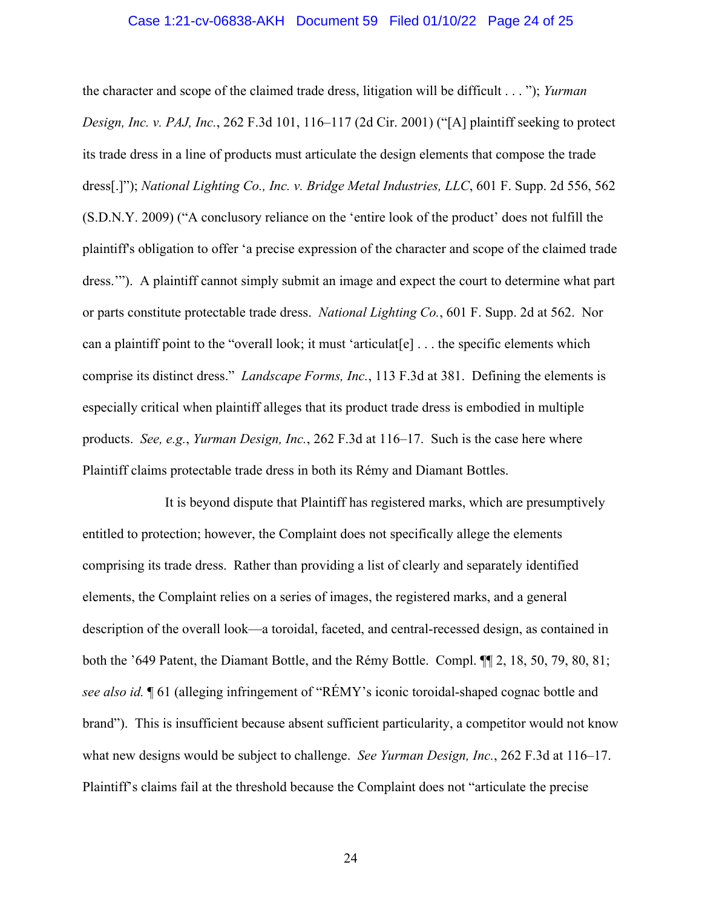the character and scope of the claimed trade dress, litigation will be difficult . . . "); *Yurman Design, Inc. v. PAJ, Inc.*, 262 F.3d 101, 116–117 (2d Cir. 2001) ("[A] plaintiff seeking to protect its trade dress in a line of products must articulate the design elements that compose the trade dress[.]"); *National Lighting Co., Inc. v. Bridge Metal Industries, LLC*, 601 F. Supp. 2d 556, 562 (S.D.N.Y. 2009) ("A conclusory reliance on the 'entire look of the product' does not fulfill the plaintiff's obligation to offer 'a precise expression of the character and scope of the claimed trade dress.'"). A plaintiff cannot simply submit an image and expect the court to determine what part or parts constitute protectable trade dress. *National Lighting Co.*, 601 F. Supp. 2d at 562. Nor can a plaintiff point to the "overall look; it must 'articulat[e] . . . the specific elements which comprise its distinct dress." *Landscape Forms, Inc.*, 113 F.3d at 381. Defining the elements is especially critical when plaintiff alleges that its product trade dress is embodied in multiple products. *See, e.g.*, *Yurman Design, Inc.*, 262 F.3d at 116–17. Such is the case here where Plaintiff claims protectable trade dress in both its Rémy and Diamant Bottles.

It is beyond dispute that Plaintiff has registered marks, which are presumptively entitled to protection; however, the Complaint does not specifically allege the elements comprising its trade dress. Rather than providing a list of clearly and separately identified elements, the Complaint relies on a series of images, the registered marks, and a general description of the overall look—a toroidal, faceted, and central-recessed design, as contained in both the '649 Patent, the Diamant Bottle, and the Rémy Bottle. Compl. ¶¶ 2, 18, 50, 79, 80, 81; *see also id.* ¶ 61 (alleging infringement of "RÉMY's iconic toroidal-shaped cognac bottle and brand"). This is insufficient because absent sufficient particularity, a competitor would not know what new designs would be subject to challenge. *See Yurman Design, Inc.*, 262 F.3d at 116–17. Plaintiff's claims fail at the threshold because the Complaint does not "articulate the precise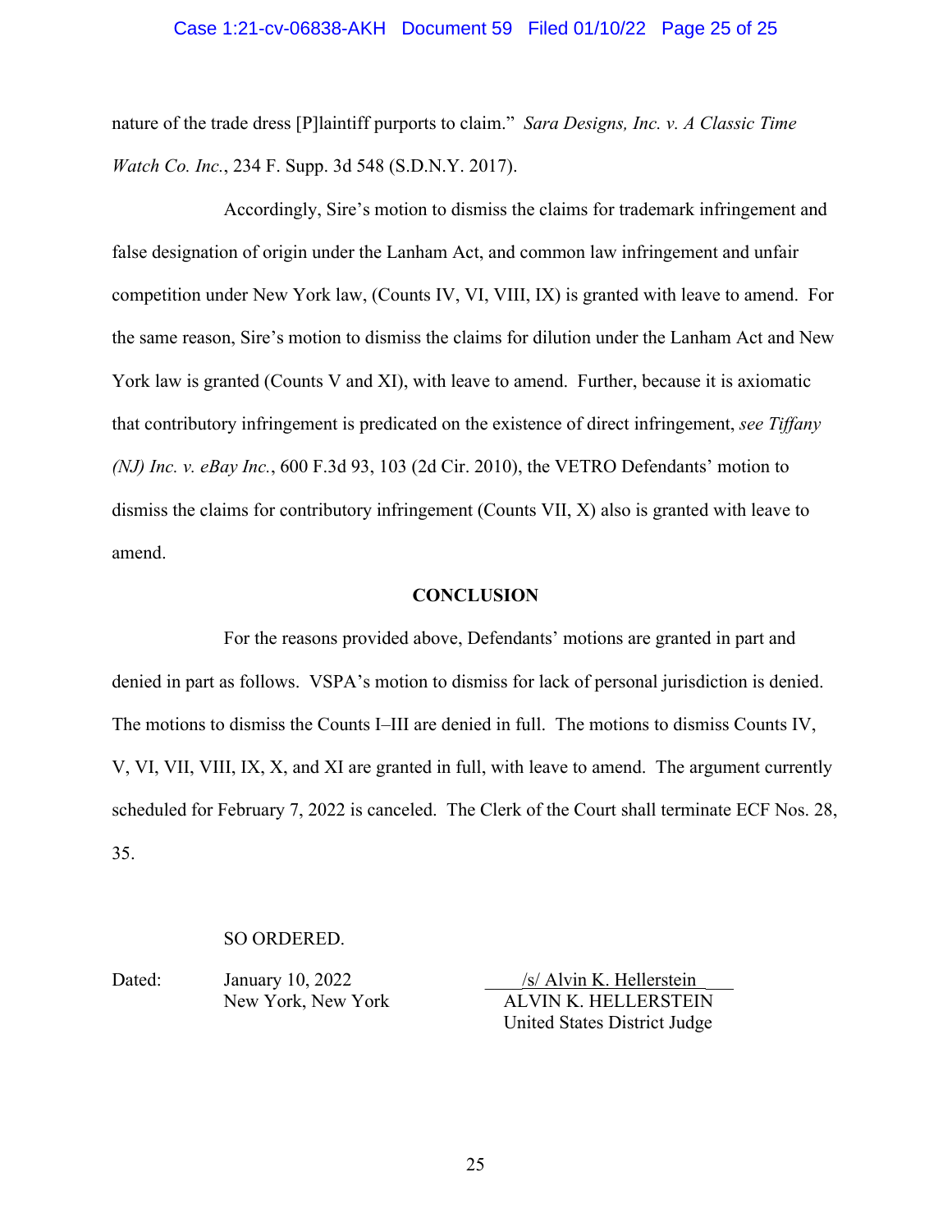nature of the trade dress [P]laintiff purports to claim." *Sara Designs, Inc. v. A Classic Time Watch Co. Inc.*, 234 F. Supp. 3d 548 (S.D.N.Y. 2017).

Accordingly, Sire's motion to dismiss the claims for trademark infringement and false designation of origin under the Lanham Act, and common law infringement and unfair competition under New York law, (Counts IV, VI, VIII, IX) is granted with leave to amend. For the same reason, Sire's motion to dismiss the claims for dilution under the Lanham Act and New York law is granted (Counts V and XI), with leave to amend. Further, because it is axiomatic that contributory infringement is predicated on the existence of direct infringement, *see Tiffany (NJ) Inc. v. eBay Inc.*, 600 F.3d 93, 103 (2d Cir. 2010), the VETRO Defendants' motion to dismiss the claims for contributory infringement (Counts VII, X) also is granted with leave to amend.

## CONCLUSION

For the reasons provided above, Defendants' motions are granted in part and denied in part as follows. VSPA's motion to dismiss for lack of personal jurisdiction is denied. The motions to dismiss the Counts I–III are denied in full. The motions to dismiss Counts IV, V, VI, VII, VIII, IX, X, and XI are granted in full, with leave to amend. The argument currently scheduled for February 7, 2022 is canceled. The Clerk of the Court shall terminate ECF Nos. 28, 35.

SO ORDERED.

Dated: January 10, 2022
New York, New York

/s/ Alvin K. Hellerstein
ALVIN K. HELLERSTEIN
United States District Judge